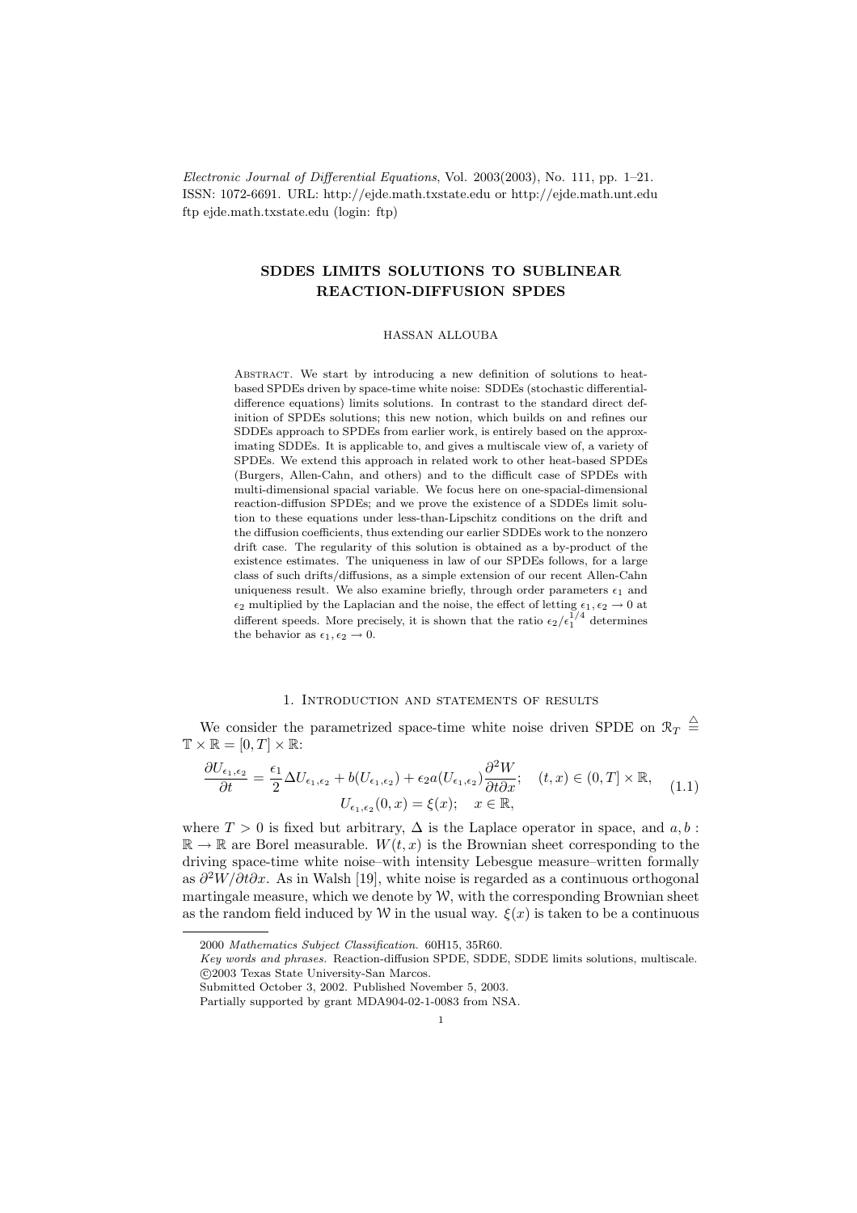*Electronic Journal of Differential Equations*, Vol. 2003(2003), No. 111, pp. 1–21.
ISSN: 1072-6691. URL: http://ejde.math.txstate.edu or http://ejde.math.unt.edu
ftp ejde.math.txstate.edu (login: ftp)

# SDDES LIMITS SOLUTIONS TO SUBLINEAR REACTION-DIFFUSION SPDES

HASSAN ALLOUBA

Abstract. We start by introducing a new definition of solutions to heat-based SPDEs driven by space-time white noise: SDDEs (stochastic differential-difference equations) limits solutions. In contrast to the standard direct definition of SPDEs solutions; this new notion, which builds on and refines our SDDEs approach to SPDEs from earlier work, is entirely based on the approximating SDDEs. It is applicable to, and gives a multiscale view of, a variety of SPDEs. We extend this approach in related work to other heat-based SPDEs (Burgers, Allen-Cahn, and others) and to the difficult case of SPDEs with multi-dimensional spacial variable. We focus here on one-spacial-dimensional reaction-diffusion SPDEs; and we prove the existence of a SDDEs limit solution to these equations under less-than-Lipschitz conditions on the drift and the diffusion coefficients, thus extending our earlier SDDEs work to the nonzero drift case. The regularity of this solution is obtained as a by-product of the existence estimates. The uniqueness in law of our SPDEs follows, for a large class of such drifts/diffusions, as a simple extension of our recent Allen-Cahn uniqueness result. We also examine briefly, through order parameters $\epsilon_1$ and $\epsilon_2$ multiplied by the Laplacian and the noise, the effect of letting $\epsilon_1, \epsilon_2 \to 0$ at different speeds. More precisely, it is shown that the ratio $\epsilon_2/\epsilon_1^{1/4}$ determines the behavior as $\epsilon_1, \epsilon_2 \to 0$.

## 1. Introduction and statements of results

We consider the parametrized space-time white noise driven SPDE on $\mathcal{R}_T \overset{\triangle}{=} \mathbb{T} \times \mathbb{R} = [0, T] \times \mathbb{R}$:

$$\begin{gathered}\frac{\partial U_{\epsilon_1,\epsilon_2}}{\partial t} = \frac{\epsilon_1}{2} \Delta U_{\epsilon_1,\epsilon_2} + b(U_{\epsilon_1,\epsilon_2}) + \epsilon_2 a(U_{\epsilon_1,\epsilon_2}) \frac{\partial^2 W}{\partial t \partial x}; \quad (t,x) \in (0,T] \times \mathbb{R}, \\ U_{\epsilon_1,\epsilon_2}(0,x) = \xi(x); \quad x \in \mathbb{R},\end{gathered} \tag{1.1}$$

where $T > 0$ is fixed but arbitrary, $\Delta$ is the Laplace operator in space, and $a, b : \mathbb{R} \to \mathbb{R}$ are Borel measurable. $W(t,x)$ is the Brownian sheet corresponding to the driving space-time white noise–with intensity Lebesgue measure–written formally as $\partial^2 W/\partial t \partial x$. As in Walsh [19], white noise is regarded as a continuous orthogonal martingale measure, which we denote by $\mathcal{W}$, with the corresponding Brownian sheet as the random field induced by $\mathcal{W}$ in the usual way. $\xi(x)$ is taken to be a continuous

---

2000 *Mathematics Subject Classification.* 60H15, 35R60.

*Key words and phrases.* Reaction-diffusion SPDE, SDDE, SDDE limits solutions, multiscale.

©2003 Texas State University-San Marcos.

Submitted October 3, 2002. Published November 5, 2003.

Partially supported by grant MDA904-02-1-0083 from NSA.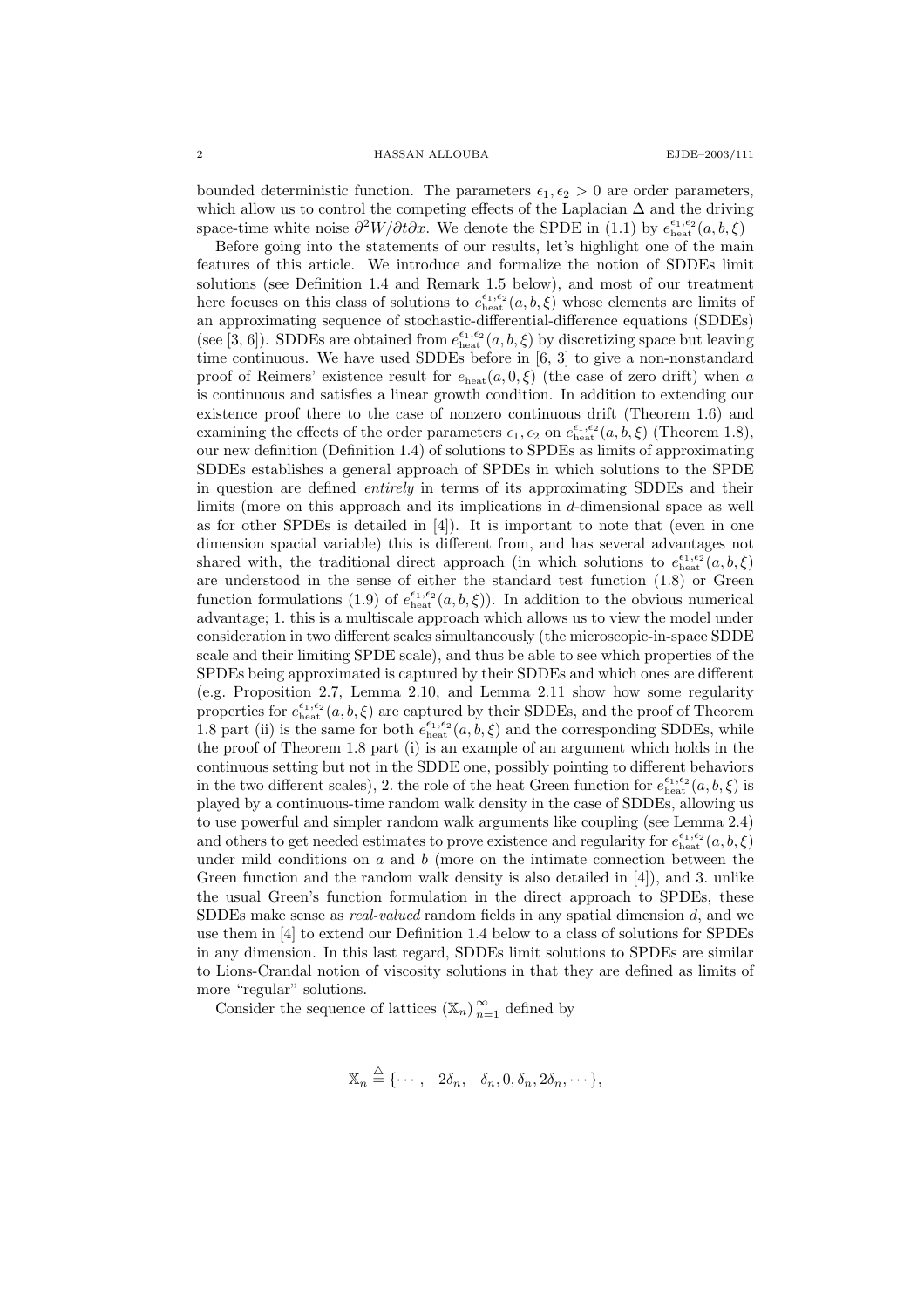bounded deterministic function. The parameters $\epsilon_1, \epsilon_2 > 0$ are order parameters, which allow us to control the competing effects of the Laplacian $\Delta$ and the driving space-time white noise $\partial^2 W/\partial t\partial x$. We denote the SPDE in (1.1) by $e_{\rm heat}^{\epsilon_1,\epsilon_2}(a,b,\xi)$

Before going into the statements of our results, let's highlight one of the main features of this article. We introduce and formalize the notion of SDDEs limit solutions (see Definition 1.4 and Remark 1.5 below), and most of our treatment here focuses on this class of solutions to $e_{\rm heat}^{\epsilon_1,\epsilon_2}(a,b,\xi)$ whose elements are limits of an approximating sequence of stochastic-differential-difference equations (SDDEs) (see [3, 6]). SDDEs are obtained from $e_{\rm heat}^{\epsilon_1,\epsilon_2}(a,b,\xi)$ by discretizing space but leaving time continuous. We have used SDDEs before in [6, 3] to give a non-nonstandard proof of Reimers' existence result for $e_{\rm heat}(a,0,\xi)$ (the case of zero drift) when $a$ is continuous and satisfies a linear growth condition. In addition to extending our existence proof there to the case of nonzero continuous drift (Theorem 1.6) and examining the effects of the order parameters $\epsilon_1, \epsilon_2$ on $e_{\rm heat}^{\epsilon_1,\epsilon_2}(a,b,\xi)$ (Theorem 1.8), our new definition (Definition 1.4) of solutions to SPDEs as limits of approximating SDDEs establishes a general approach of SPDEs in which solutions to the SPDE in question are defined *entirely* in terms of its approximating SDDEs and their limits (more on this approach and its implications in $d$-dimensional space as well as for other SPDEs is detailed in [4]). It is important to note that (even in one dimension spacial variable) this is different from, and has several advantages not shared with, the traditional direct approach (in which solutions to $e_{\rm heat}^{\epsilon_1,\epsilon_2}(a,b,\xi)$ are understood in the sense of either the standard test function (1.8) or Green function formulations (1.9) of $e_{\rm heat}^{\epsilon_1,\epsilon_2}(a,b,\xi)$). In addition to the obvious numerical advantage; 1. this is a multiscale approach which allows us to view the model under consideration in two different scales simultaneously (the microscopic-in-space SDDE scale and their limiting SPDE scale), and thus be able to see which properties of the SPDEs being approximated is captured by their SDDEs and which ones are different (e.g. Proposition 2.7, Lemma 2.10, and Lemma 2.11 show how some regularity properties for $e_{\rm heat}^{\epsilon_1,\epsilon_2}(a,b,\xi)$ are captured by their SDDEs, and the proof of Theorem 1.8 part (ii) is the same for both $e_{\rm heat}^{\epsilon_1,\epsilon_2}(a,b,\xi)$ and the corresponding SDDEs, while the proof of Theorem 1.8 part (i) is an example of an argument which holds in the continuous setting but not in the SDDE one, possibly pointing to different behaviors in the two different scales), 2. the role of the heat Green function for $e_{\rm heat}^{\epsilon_1,\epsilon_2}(a,b,\xi)$ is played by a continuous-time random walk density in the case of SDDEs, allowing us to use powerful and simpler random walk arguments like coupling (see Lemma 2.4) and others to get needed estimates to prove existence and regularity for $e_{\rm heat}^{\epsilon_1,\epsilon_2}(a,b,\xi)$ under mild conditions on $a$ and $b$ (more on the intimate connection between the Green function and the random walk density is also detailed in [4]), and 3. unlike the usual Green's function formulation in the direct approach to SPDEs, these SDDEs make sense as *real-valued* random fields in any spatial dimension $d$, and we use them in [4] to extend our Definition 1.4 below to a class of solutions for SPDEs in any dimension. In this last regard, SDDEs limit solutions to SPDEs are similar to Lions-Crandal notion of viscosity solutions in that they are defined as limits of more "regular" solutions.

Consider the sequence of lattices $(\mathbb{X}_n)_{n=1}^{\infty}$ defined by

$$
\mathbb{X}_n \stackrel{\triangle}{=} \{\cdots, -2\delta_n, -\delta_n, 0, \delta_n, 2\delta_n, \cdots\},
$$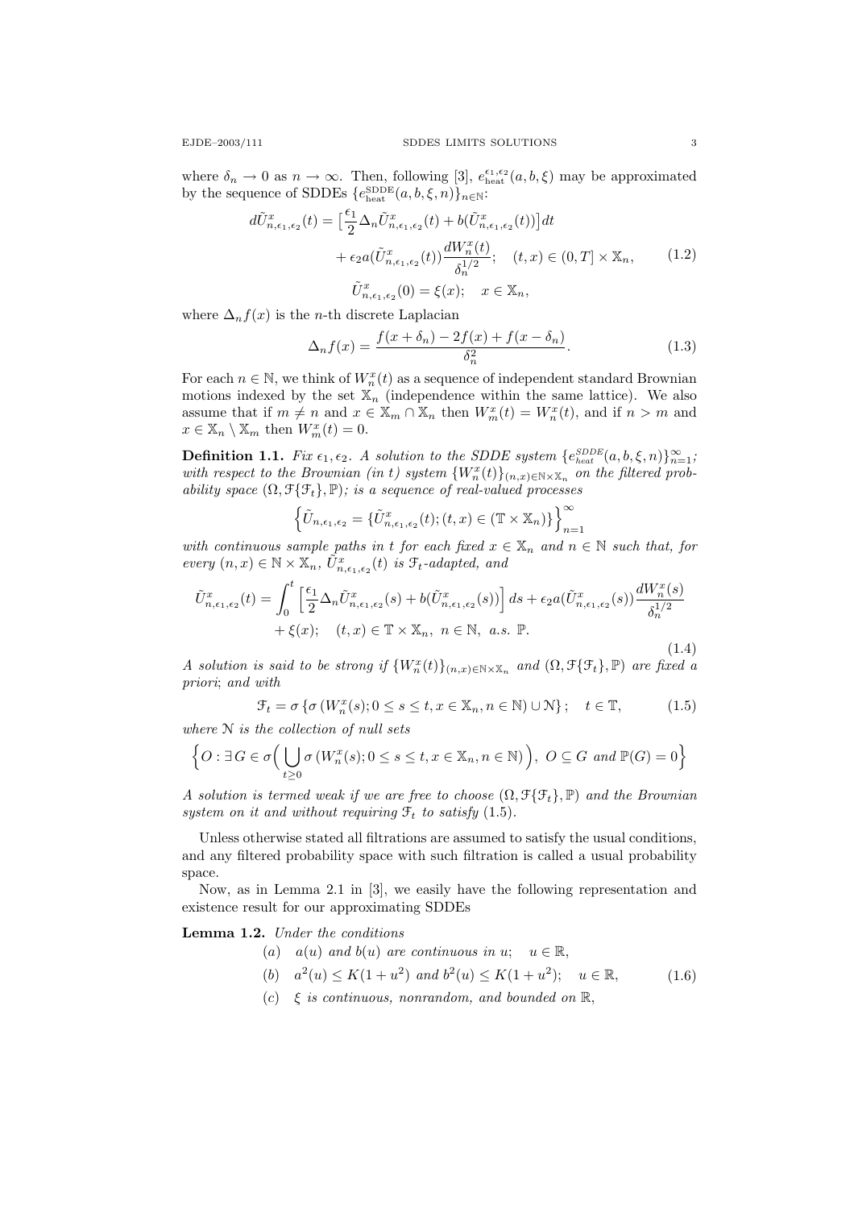where $\delta_n \to 0$ as $n \to \infty$. Then, following [3], $e_{\text{heat}}^{\epsilon_1,\epsilon_2}(a,b,\xi)$ may be approximated by the sequence of SDDEs $\{e_{\text{heat}}^{\text{SDDE}}(a,b,\xi,n)\}_{n\in\mathbb{N}}$:

$$
\begin{aligned}
d\tilde{U}_{n,\epsilon_1,\epsilon_2}^{x}(t) &= \Big[\frac{\epsilon_1}{2}\Delta_n \tilde{U}_{n,\epsilon_1,\epsilon_2}^{x}(t) + b(\tilde{U}_{n,\epsilon_1,\epsilon_2}^{x}(t))\Big]dt \\
&\quad + \epsilon_2 a(\tilde{U}_{n,\epsilon_1,\epsilon_2}^{x}(t))\frac{dW_n^x(t)}{\delta_n^{1/2}}; \quad (t,x) \in (0,T] \times \mathbb{X}_n, \\
\tilde{U}_{n,\epsilon_1,\epsilon_2}^{x}(0) &= \xi(x); \quad x \in \mathbb{X}_n,
\end{aligned}
\tag{1.2}
$$

where $\Delta_n f(x)$ is the $n$-th discrete Laplacian

$$
\Delta_n f(x) = \frac{f(x+\delta_n) - 2f(x) + f(x-\delta_n)}{\delta_n^2}. \tag{1.3}
$$

For each $n \in \mathbb{N}$, we think of $W_n^x(t)$ as a sequence of independent standard Brownian motions indexed by the set $\mathbb{X}_n$ (independence within the same lattice). We also assume that if $m \neq n$ and $x \in \mathbb{X}_m \cap \mathbb{X}_n$ then $W_m^x(t) = W_n^x(t)$, and if $n > m$ and $x \in \mathbb{X}_n \setminus \mathbb{X}_m$ then $W_m^x(t) = 0$.

**Definition 1.1.** *Fix $\epsilon_1, \epsilon_2$. A solution to the SDDE system $\{e_{heat}^{SDDE}(a,b,\xi,n)\}_{n=1}^{\infty}$; with respect to the Brownian (in $t$) system $\{W_n^x(t)\}_{(n,x)\in\mathbb{N}\times\mathbb{X}_n}$ on the filtered probability space $(\Omega, \mathcal{F}\{\mathcal{F}_t\}, \mathbb{P})$; is a sequence of real-valued processes*

$$
\Big\{\tilde{U}_{n,\epsilon_1,\epsilon_2} = \{\tilde{U}_{n,\epsilon_1,\epsilon_2}^{x}(t); (t,x) \in (\mathbb{T} \times \mathbb{X}_n)\}\Big\}_{n=1}^{\infty}
$$

*with continuous sample paths in $t$ for each fixed $x \in \mathbb{X}_n$ and $n \in \mathbb{N}$ such that, for every $(n,x) \in \mathbb{N} \times \mathbb{X}_n$, $\tilde{U}_{n,\epsilon_1,\epsilon_2}^{x}(t)$ is $\mathcal{F}_t$-adapted, and*

$$
\begin{aligned}
\tilde{U}_{n,\epsilon_1,\epsilon_2}^{x}(t) &= \int_0^t \Big[\frac{\epsilon_1}{2}\Delta_n \tilde{U}_{n,\epsilon_1,\epsilon_2}^{x}(s) + b(\tilde{U}_{n,\epsilon_1,\epsilon_2}^{x}(s))\Big]ds + \epsilon_2 a(\tilde{U}_{n,\epsilon_1,\epsilon_2}^{x}(s))\frac{dW_n^x(s)}{\delta_n^{1/2}} \\
&\quad + \xi(x); \quad (t,x) \in \mathbb{T} \times \mathbb{X}_n, \ n \in \mathbb{N}, \ a.s. \ \mathbb{P}.
\end{aligned}
\tag{1.4}
$$

*A solution is said to be strong if $\{W_n^x(t)\}_{(n,x)\in\mathbb{N}\times\mathbb{X}_n}$ and $(\Omega, \mathcal{F}\{\mathcal{F}_t\}, \mathbb{P})$ are fixed a priori; and with*

$$
\mathcal{F}_t = \sigma\left\{\sigma\left(W_n^x(s); 0 \le s \le t, x \in \mathbb{X}_n, n \in \mathbb{N}\right) \cup \mathcal{N}\right\}; \quad t \in \mathbb{T}, \tag{1.5}
$$

*where $\mathcal{N}$ is the collection of null sets*

$$
\Big\{O : \exists G \in \sigma\Big(\bigcup_{t\ge 0} \sigma\left(W_n^x(s); 0 \le s \le t, x \in \mathbb{X}_n, n \in \mathbb{N}\right)\Big), \ O \subseteq G \text{ and } \mathbb{P}(G) = 0\Big\}
$$

*A solution is termed weak if we are free to choose $(\Omega, \mathcal{F}\{\mathcal{F}_t\}, \mathbb{P})$ and the Brownian system on it and without requiring $\mathcal{F}_t$ to satisfy (1.5).*

Unless otherwise stated all filtrations are assumed to satisfy the usual conditions, and any filtered probability space with such filtration is called a usual probability space.

Now, as in Lemma 2.1 in [3], we easily have the following representation and existence result for our approximating SDDEs

**Lemma 1.2.** *Under the conditions*

$$
\begin{aligned}
&(a) \quad a(u) \text{ and } b(u) \text{ are continuous in } u; \quad u \in \mathbb{R}, \\
&(b) \quad a^2(u) \le K(1+u^2) \text{ and } b^2(u) \le K(1+u^2); \quad u \in \mathbb{R}, \\
&(c) \quad \xi \text{ is continuous, nonrandom, and bounded on } \mathbb{R},
\end{aligned}
\tag{1.6}
$$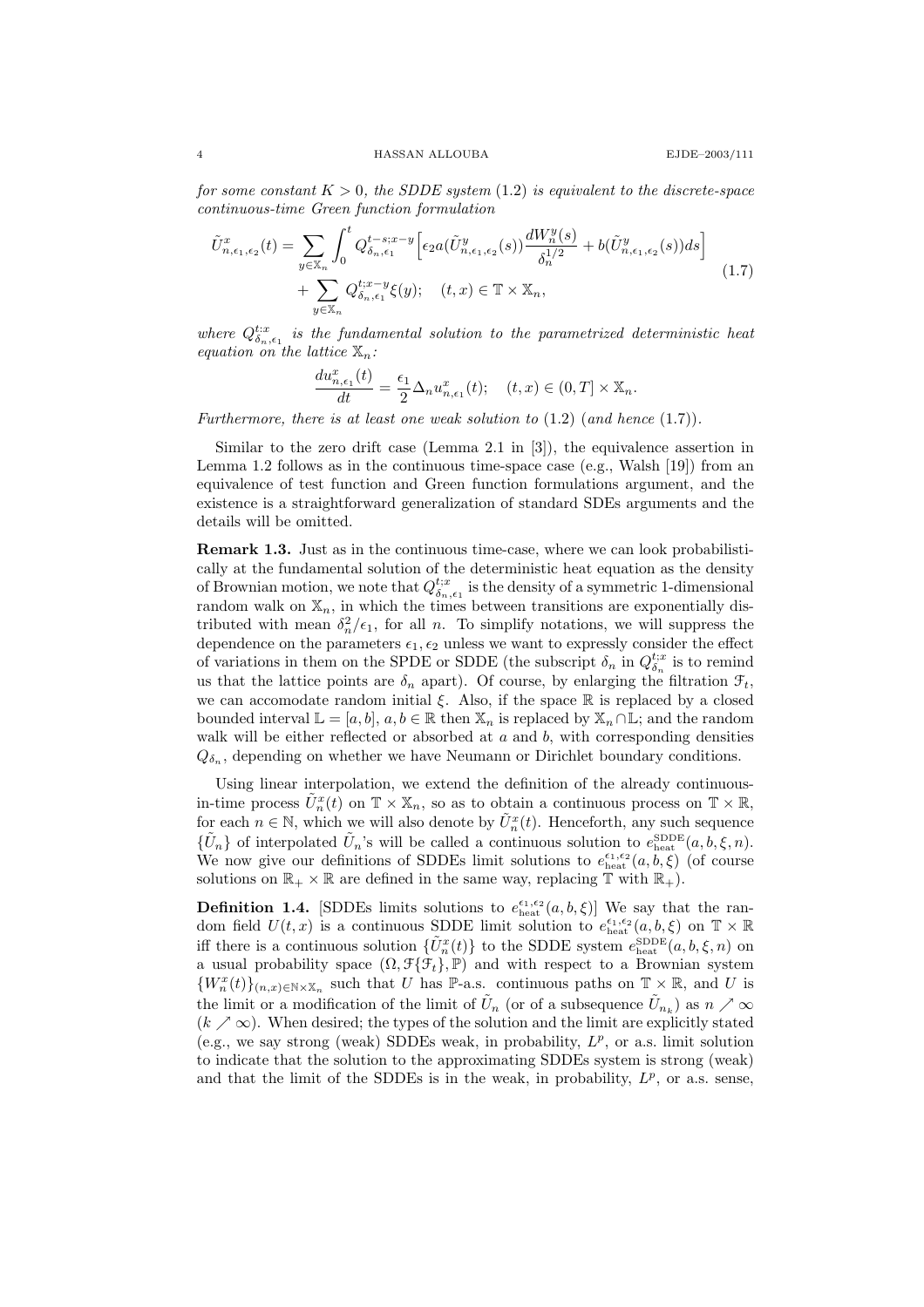*for some constant $K > 0$, the SDDE system* (1.2) *is equivalent to the discrete-space continuous-time Green function formulation*

$$
\begin{aligned}
\tilde{U}^x_{n,\epsilon_1,\epsilon_2}(t) = &\sum_{y\in\mathbb{X}_n} \int_0^t Q^{t-s;x-y}_{\delta_n,\epsilon_1}\Big[\epsilon_2 a(\tilde{U}^y_{n,\epsilon_1,\epsilon_2}(s))\frac{dW^y_n(s)}{\delta_n^{1/2}} + b(\tilde{U}^y_{n,\epsilon_1,\epsilon_2}(s))ds\Big] \\
&+ \sum_{y\in\mathbb{X}_n} Q^{t;x-y}_{\delta_n,\epsilon_1}\xi(y); \quad (t,x)\in\mathbb{T}\times\mathbb{X}_n,
\end{aligned}
\tag{1.7}
$$

*where $Q^{t;x}_{\delta_n,\epsilon_1}$ is the fundamental solution to the parametrized deterministic heat equation on the lattice $\mathbb{X}_n$:*

$$
\frac{du^x_{n,\epsilon_1}(t)}{dt} = \frac{\epsilon_1}{2}\Delta_n u^x_{n,\epsilon_1}(t); \quad (t,x)\in(0,T]\times\mathbb{X}_n.
$$

*Furthermore, there is at least one weak solution to* (1.2) (*and hence* (1.7)).

Similar to the zero drift case (Lemma 2.1 in [3]), the equivalence assertion in Lemma 1.2 follows as in the continuous time-space case (e.g., Walsh [19]) from an equivalence of test function and Green function formulations argument, and the existence is a straightforward generalization of standard SDEs arguments and the details will be omitted.

**Remark 1.3.** Just as in the continuous time-case, where we can look probabilistically at the fundamental solution of the deterministic heat equation as the density of Brownian motion, we note that $Q^{t;x}_{\delta_n,\epsilon_1}$ is the density of a symmetric 1-dimensional random walk on $\mathbb{X}_n$, in which the times between transitions are exponentially distributed with mean $\delta_n^2/\epsilon_1$, for all $n$. To simplify notations, we will suppress the dependence on the parameters $\epsilon_1, \epsilon_2$ unless we want to expressly consider the effect of variations in them on the SPDE or SDDE (the subscript $\delta_n$ in $Q^{t;x}_{\delta_n}$ is to remind us that the lattice points are $\delta_n$ apart). Of course, by enlarging the filtration $\mathcal{F}_t$, we can accomodate random initial $\xi$. Also, if the space $\mathbb{R}$ is replaced by a closed bounded interval $\mathbb{L} = [a,b]$, $a,b\in\mathbb{R}$ then $\mathbb{X}_n$ is replaced by $\mathbb{X}_n\cap\mathbb{L}$; and the random walk will be either reflected or absorbed at $a$ and $b$, with corresponding densities $Q_{\delta_n}$, depending on whether we have Neumann or Dirichlet boundary conditions.

Using linear interpolation, we extend the definition of the already continuous-in-time process $\tilde{U}^x_n(t)$ on $\mathbb{T}\times\mathbb{X}_n$, so as to obtain a continuous process on $\mathbb{T}\times\mathbb{R}$, for each $n\in\mathbb{N}$, which we will also denote by $\tilde{U}^x_n(t)$. Henceforth, any such sequence $\{\tilde{U}_n\}$ of interpolated $\tilde{U}_n$'s will be called a continuous solution to $e^{\text{SDDE}}_{\text{heat}}(a,b,\xi,n)$. We now give our definitions of SDDEs limit solutions to $e^{\epsilon_1,\epsilon_2}_{\text{heat}}(a,b,\xi)$ (of course solutions on $\mathbb{R}_+\times\mathbb{R}$ are defined in the same way, replacing $\mathbb{T}$ with $\mathbb{R}_+$).

**Definition 1.4.** [SDDEs limits solutions to $e^{\epsilon_1,\epsilon_2}_{\text{heat}}(a,b,\xi)$] We say that the random field $U(t,x)$ is a continuous SDDE limit solution to $e^{\epsilon_1,\epsilon_2}_{\text{heat}}(a,b,\xi)$ on $\mathbb{T}\times\mathbb{R}$ iff there is a continuous solution $\{\tilde{U}^x_n(t)\}$ to the SDDE system $e^{\text{SDDE}}_{\text{heat}}(a,b,\xi,n)$ on a usual probability space $(\Omega,\mathcal{F}\{\mathcal{F}_t\},\mathbb{P})$ and with respect to a Brownian system $\{W^x_n(t)\}_{(n,x)\in\mathbb{N}\times\mathbb{X}_n}$ such that $U$ has $\mathbb{P}$-a.s. continuous paths on $\mathbb{T}\times\mathbb{R}$, and $U$ is the limit or a modification of the limit of $\tilde{U}_n$ (or of a subsequence $\tilde{U}_{n_k}$) as $n\nearrow\infty$ ($k\nearrow\infty$). When desired; the types of the solution and the limit are explicitly stated (e.g., we say strong (weak) SDDEs weak, in probability, $L^p$, or a.s. limit solution to indicate that the solution to the approximating SDDEs system is strong (weak) and that the limit of the SDDEs is in the weak, in probability, $L^p$, or a.s. sense,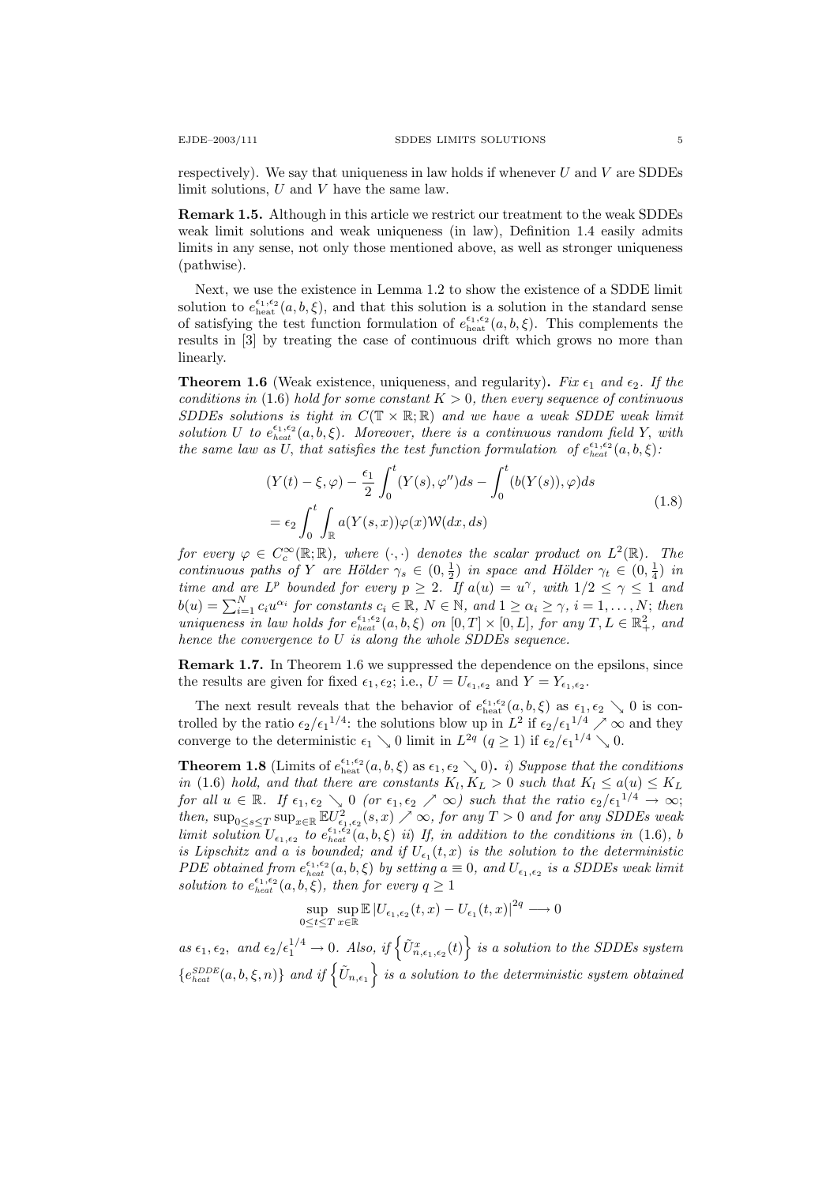respectively). We say that uniqueness in law holds if whenever $U$ and $V$ are SDDEs limit solutions, $U$ and $V$ have the same law.

**Remark 1.5.** Although in this article we restrict our treatment to the weak SDDEs weak limit solutions and weak uniqueness (in law), Definition 1.4 easily admits limits in any sense, not only those mentioned above, as well as stronger uniqueness (pathwise).

Next, we use the existence in Lemma 1.2 to show the existence of a SDDE limit solution to $e_{\text{heat}}^{\epsilon_1,\epsilon_2}(a,b,\xi)$, and that this solution is a solution in the standard sense of satisfying the test function formulation of $e_{\text{heat}}^{\epsilon_1,\epsilon_2}(a,b,\xi)$. This complements the results in [3] by treating the case of continuous drift which grows no more than linearly.

**Theorem 1.6** (Weak existence, uniqueness, and regularity). *Fix $\epsilon_1$ and $\epsilon_2$. If the conditions in* (1.6) *hold for some constant $K > 0$, then every sequence of continuous SDDEs solutions is tight in $C(\mathbb{T}\times\mathbb{R};\mathbb{R})$ and we have a weak SDDE weak limit solution $U$ to $e_{heat}^{\epsilon_1,\epsilon_2}(a,b,\xi)$. Moreover, there is a continuous random field $Y$, with the same law as $U$, that satisfies the test function formulation of $e_{heat}^{\epsilon_1,\epsilon_2}(a,b,\xi)$:*

$$
\begin{aligned}
&(Y(t)-\xi,\varphi) - \frac{\epsilon_1}{2}\int_0^t (Y(s),\varphi'')ds - \int_0^t (b(Y(s)),\varphi)ds \\
&= \epsilon_2 \int_0^t \int_{\mathbb{R}} a(Y(s,x))\varphi(x)\mathcal{W}(dx,ds)
\end{aligned}
\tag{1.8}
$$

*for every $\varphi \in C_c^\infty(\mathbb{R};\mathbb{R})$, where $(\cdot,\cdot)$ denotes the scalar product on $L^2(\mathbb{R})$. The continuous paths of $Y$ are Hölder $\gamma_s \in (0,\frac{1}{2})$ in space and Hölder $\gamma_t \in (0,\frac{1}{4})$ in time and are $L^p$ bounded for every $p \geq 2$. If $a(u) = u^\gamma$, with $1/2 \leq \gamma \leq 1$ and $b(u) = \sum_{i=1}^N c_i u^{\alpha_i}$ for constants $c_i \in \mathbb{R}$, $N \in \mathbb{N}$, and $1 \geq \alpha_i \geq \gamma$, $i = 1,\dots,N$; then uniqueness in law holds for $e_{heat}^{\epsilon_1,\epsilon_2}(a,b,\xi)$ on $[0,T]\times[0,L]$, for any $T,L \in \mathbb{R}_+^2$, and hence the convergence to $U$ is along the whole SDDEs sequence.*

**Remark 1.7.** In Theorem 1.6 we suppressed the dependence on the epsilons, since the results are given for fixed $\epsilon_1,\epsilon_2$; i.e., $U = U_{\epsilon_1,\epsilon_2}$ and $Y = Y_{\epsilon_1,\epsilon_2}$.

The next result reveals that the behavior of $e_{\text{heat}}^{\epsilon_1,\epsilon_2}(a,b,\xi)$ as $\epsilon_1,\epsilon_2 \searrow 0$ is controlled by the ratio $\epsilon_2/{\epsilon_1}^{1/4}$: the solutions blow up in $L^2$ if $\epsilon_2/{\epsilon_1}^{1/4} \nearrow \infty$ and they converge to the deterministic $\epsilon_1 \searrow 0$ limit in $L^{2q}$ $(q \geq 1)$ if $\epsilon_2/{\epsilon_1}^{1/4} \searrow 0$.

**Theorem 1.8** (Limits of $e_{\text{heat}}^{\epsilon_1,\epsilon_2}(a,b,\xi)$ as $\epsilon_1,\epsilon_2 \searrow 0$). *i) Suppose that the conditions in* (1.6) *hold, and that there are constants $K_l, K_L > 0$ such that $K_l \leq a(u) \leq K_L$ for all $u \in \mathbb{R}$. If $\epsilon_1,\epsilon_2 \searrow 0$ (or $\epsilon_1,\epsilon_2 \nearrow \infty$) such that the ratio $\epsilon_2/{\epsilon_1}^{1/4} \to \infty$; then, $\sup_{0\leq s\leq T}\sup_{x\in\mathbb{R}} \mathbb{E}U_{\epsilon_1,\epsilon_2}^2(s,x) \nearrow \infty$, for any $T > 0$ and for any SDDEs weak limit solution $U_{\epsilon_1,\epsilon_2}$ to $e_{heat}^{\epsilon_1,\epsilon_2}(a,b,\xi)$ ii) If, in addition to the conditions in* (1.6)*, $b$ is Lipschitz and $a$ is bounded; and if $U_{\epsilon_1}(t,x)$ is the solution to the deterministic PDE obtained from $e_{heat}^{\epsilon_1,\epsilon_2}(a,b,\xi)$ by setting $a \equiv 0$, and $U_{\epsilon_1,\epsilon_2}$ is a SDDEs weak limit solution to $e_{heat}^{\epsilon_1,\epsilon_2}(a,b,\xi)$, then for every $q \geq 1$*

$$
\sup_{0\leq t\leq T}\sup_{x\in\mathbb{R}} \mathbb{E}\left|U_{\epsilon_1,\epsilon_2}(t,x) - U_{\epsilon_1}(t,x)\right|^{2q} \longrightarrow 0
$$

*as $\epsilon_1,\epsilon_2$, and $\epsilon_2/\epsilon_1^{1/4} \to 0$. Also, if $\left\{\tilde{U}_{n,\epsilon_1,\epsilon_2}^x(t)\right\}$ is a solution to the SDDEs system $\{e_{heat}^{SDDE}(a,b,\xi,n)\}$ and if $\left\{\tilde{U}_{n,\epsilon_1}\right\}$ is a solution to the deterministic system obtained*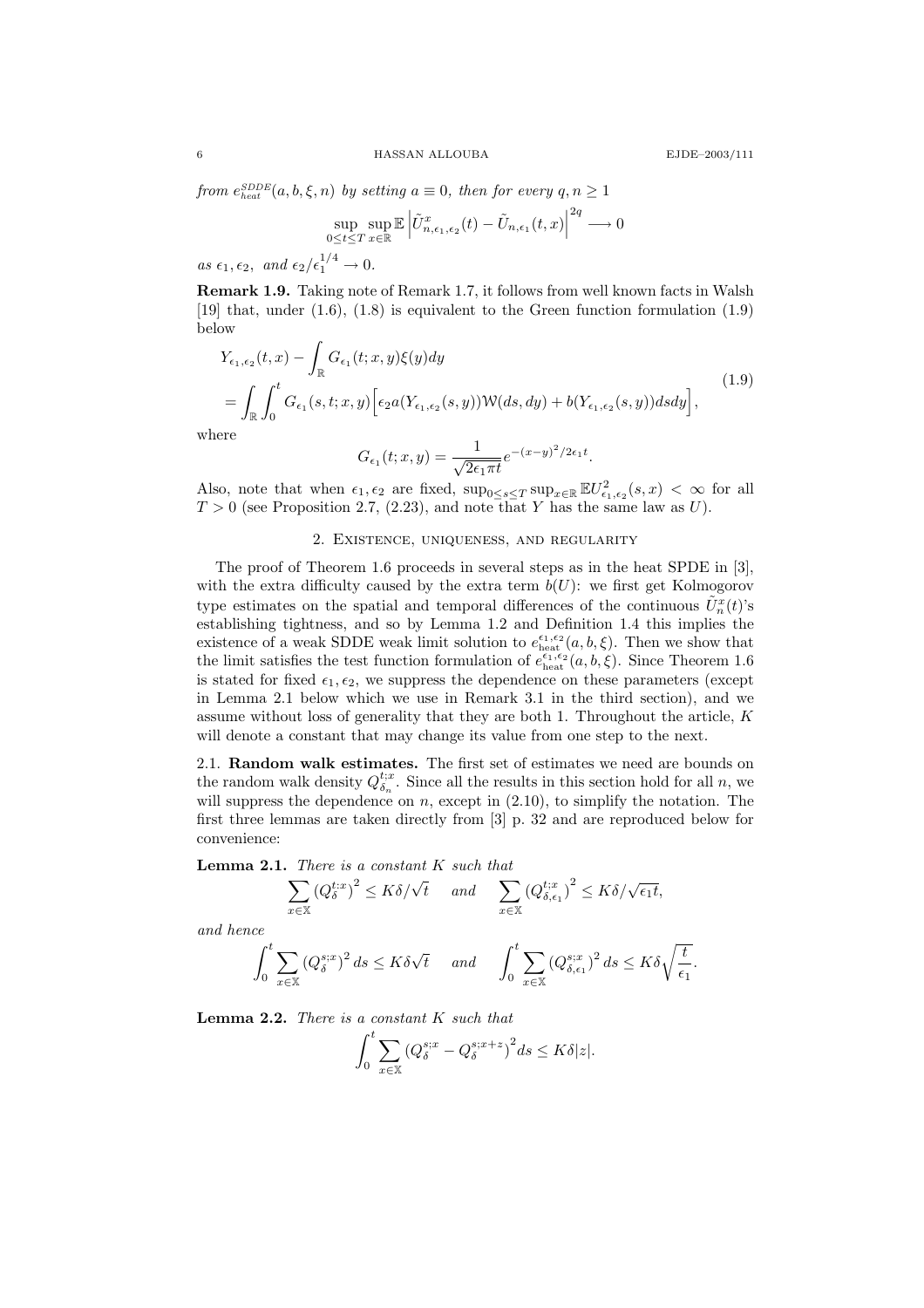*from* $e_{heat}^{SDDE}(a, b, \xi, n)$ *by setting* $a \equiv 0$*, then for every* $q, n \geq 1$

$$\sup_{0 \leq t \leq T} \sup_{x \in \mathbb{R}} \mathbb{E} \left| \tilde{U}^x_{n,\epsilon_1,\epsilon_2}(t) - \tilde{U}_{n,\epsilon_1}(t,x) \right|^{2q} \longrightarrow 0$$

*as* $\epsilon_1, \epsilon_2$*, and* $\epsilon_2/\epsilon_1^{1/4} \to 0$.

**Remark 1.9.** Taking note of Remark 1.7, it follows from well known facts in Walsh [19] that, under (1.6), (1.8) is equivalent to the Green function formulation (1.9) below

$$\begin{aligned} &Y_{\epsilon_1,\epsilon_2}(t,x) - \int_{\mathbb{R}} G_{\epsilon_1}(t;x,y)\xi(y)dy \\ &= \int_{\mathbb{R}} \int_0^t G_{\epsilon_1}(s,t;x,y)\Big[\epsilon_2 a(Y_{\epsilon_1,\epsilon_2}(s,y))\mathcal{W}(ds,dy) + b(Y_{\epsilon_1,\epsilon_2}(s,y))dsdy\Big], \end{aligned} \tag{1.9}$$

where

$$G_{\epsilon_1}(t;x,y) = \frac{1}{\sqrt{2\epsilon_1\pi t}} e^{-(x-y)^2/2\epsilon_1 t}.$$

Also, note that when $\epsilon_1, \epsilon_2$ are fixed, $\sup_{0 \leq s \leq T} \sup_{x \in \mathbb{R}} \mathbb{E} U^2_{\epsilon_1,\epsilon_2}(s,x) < \infty$ for all $T > 0$ (see Proposition 2.7, (2.23), and note that $Y$ has the same law as $U$).

## 2. Existence, uniqueness, and regularity

The proof of Theorem 1.6 proceeds in several steps as in the heat SPDE in [3], with the extra difficulty caused by the extra term $b(U)$: we first get Kolmogorov type estimates on the spatial and temporal differences of the continuous $\tilde{U}^x_n(t)$'s establishing tightness, and so by Lemma 1.2 and Definition 1.4 this implies the existence of a weak SDDE weak limit solution to $e^{\epsilon_1,\epsilon_2}_{\text{heat}}(a, b, \xi)$. Then we show that the limit satisfies the test function formulation of $e^{\epsilon_1,\epsilon_2}_{\text{heat}}(a, b, \xi)$. Since Theorem 1.6 is stated for fixed $\epsilon_1, \epsilon_2$, we suppress the dependence on these parameters (except in Lemma 2.1 below which we use in Remark 3.1 in the third section), and we assume without loss of generality that they are both 1. Throughout the article, $K$ will denote a constant that may change its value from one step to the next.

### 2.1. Random walk estimates.

The first set of estimates we need are bounds on the random walk density $Q^{t;x}_{\delta_n}$. Since all the results in this section hold for all $n$, we will suppress the dependence on $n$, except in (2.10), to simplify the notation. The first three lemmas are taken directly from [3] p. 32 and are reproduced below for convenience:

**Lemma 2.1.** *There is a constant* $K$ *such that*

$$\sum_{x \in \mathbb{X}} \left(Q^{t:x}_{\delta}\right)^2 \leq K\delta/\sqrt{t} \quad \text{ and } \quad \sum_{x \in \mathbb{X}} \left(Q^{t;x}_{\delta,\epsilon_1}\right)^2 \leq K\delta/\sqrt{\epsilon_1 t},$$

*and hence*

$$\int_0^t \sum_{x \in \mathbb{X}} \left(Q^{s;x}_{\delta}\right)^2 ds \leq K\delta\sqrt{t} \quad \text{ and } \quad \int_0^t \sum_{x \in \mathbb{X}} \left(Q^{s;x}_{\delta,\epsilon_1}\right)^2 ds \leq K\delta\sqrt{\frac{t}{\epsilon_1}}.$$

**Lemma 2.2.** *There is a constant* $K$ *such that*

$$\int_0^t \sum_{x \in \mathbb{X}} \left(Q^{s;x}_{\delta} - Q^{s;x+z}_{\delta}\right)^2 ds \leq K\delta|z|.$$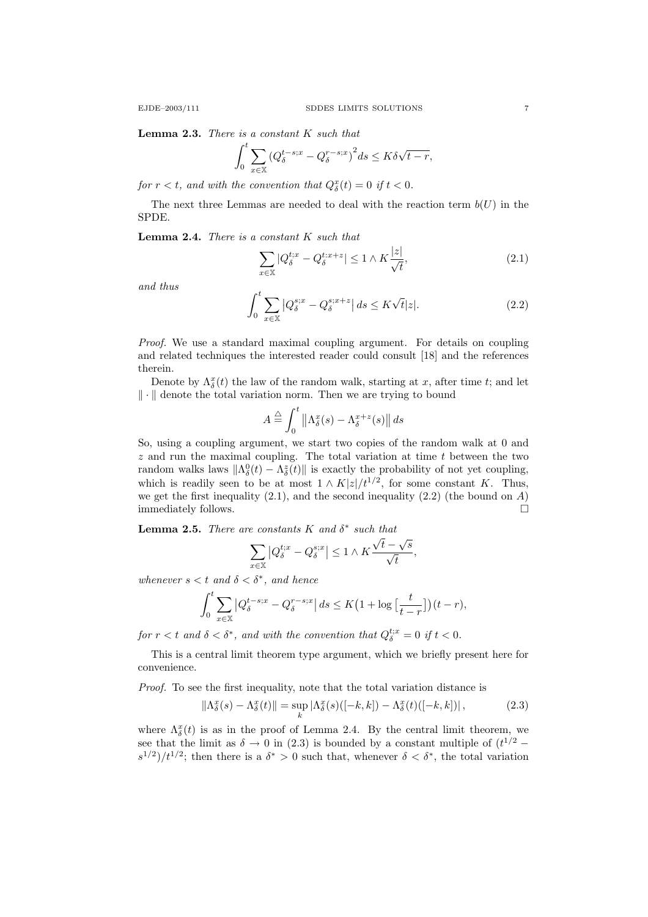**Lemma 2.3.** *There is a constant $K$ such that*

$$\int_0^t \sum_{x\in\mathbb{X}} \left(Q_\delta^{t-s;x} - Q_\delta^{r-s;x}\right)^2 ds \le K\delta\sqrt{t-r},$$

*for $r < t$, and with the convention that $Q_\delta^x(t) = 0$ if $t < 0$.*

The next three Lemmas are needed to deal with the reaction term $b(U)$ in the SPDE.

**Lemma 2.4.** *There is a constant $K$ such that*

$$\sum_{x\in\mathbb{X}} |Q_\delta^{t;x} - Q_\delta^{t;x+z}| \le 1 \wedge K\frac{|z|}{\sqrt{t}}, \tag{2.1}$$

*and thus*

$$\int_0^t \sum_{x\in\mathbb{X}} \left|Q_\delta^{s;x} - Q_\delta^{s;x+z}\right| ds \le K\sqrt{t}|z|. \tag{2.2}$$

*Proof.* We use a standard maximal coupling argument. For details on coupling and related techniques the interested reader could consult [18] and the references therein.

Denote by $\Lambda_\delta^x(t)$ the law of the random walk, starting at $x$, after time $t$; and let $\|\cdot\|$ denote the total variation norm. Then we are trying to bound

$$A \triangleq \int_0^t \left\|\Lambda_\delta^x(s) - \Lambda_\delta^{x+z}(s)\right\| ds$$

So, using a coupling argument, we start two copies of the random walk at 0 and $z$ and run the maximal coupling. The total variation at time $t$ between the two random walks laws $\|\Lambda_\delta^0(t) - \Lambda_\delta^z(t)\|$ is exactly the probability of not yet coupling, which is readily seen to be at most $1 \wedge K|z|/t^{1/2}$, for some constant $K$. Thus, we get the first inequality (2.1), and the second inequality (2.2) (the bound on $A$) immediately follows. $\square$

**Lemma 2.5.** *There are constants $K$ and $\delta^*$ such that*

$$\sum_{x\in\mathbb{X}} \left|Q_\delta^{t;x} - Q_\delta^{s;x}\right| \le 1 \wedge K\frac{\sqrt{t}-\sqrt{s}}{\sqrt{t}},$$

*whenever $s < t$ and $\delta < \delta^*$, and hence*

$$\int_0^t \sum_{x\in\mathbb{X}} \left|Q_\delta^{t-s;x} - Q_\delta^{r-s;x}\right| ds \le K\left(1 + \log\left[\frac{t}{t-r}\right]\right)(t-r),$$

*for $r < t$ and $\delta < \delta^*$, and with the convention that $Q_\delta^{t;x} = 0$ if $t < 0$.*

This is a central limit theorem type argument, which we briefly present here for convenience.

*Proof.* To see the first inequality, note that the total variation distance is

$$\|\Lambda_\delta^x(s) - \Lambda_\delta^x(t)\| = \sup_k \left|\Lambda_\delta^x(s)([-k,k]) - \Lambda_\delta^x(t)([-k,k])\right|, \tag{2.3}$$

where $\Lambda_\delta^x(t)$ is as in the proof of Lemma 2.4. By the central limit theorem, we see that the limit as $\delta \to 0$ in (2.3) is bounded by a constant multiple of $(t^{1/2} - s^{1/2})/t^{1/2}$; then there is a $\delta^* > 0$ such that, whenever $\delta < \delta^*$, the total variation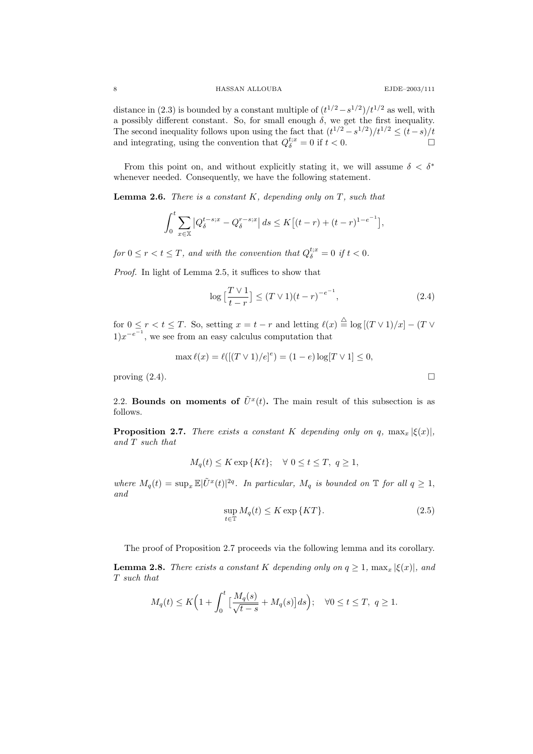distance in (2.3) is bounded by a constant multiple of $(t^{1/2}-s^{1/2})/t^{1/2}$ as well, with a possibly different constant. So, for small enough $\delta$, we get the first inequality. The second inequality follows upon using the fact that $(t^{1/2}-s^{1/2})/t^{1/2} \leq (t-s)/t$ and integrating, using the convention that $Q_\delta^{t;x} = 0$ if $t < 0$. $\square$

From this point on, and without explicitly stating it, we will assume $\delta < \delta^*$ whenever needed. Consequently, we have the following statement.

**Lemma 2.6.** *There is a constant $K$, depending only on $T$, such that*

$$\int_0^t \sum_{x\in\mathbb{X}} \big|Q_\delta^{t-s;x} - Q_\delta^{r-s;x}\big|\, ds \leq K\big[(t-r) + (t-r)^{1-e^{-1}}\big],$$

*for $0 \leq r < t \leq T$, and with the convention that $Q_\delta^{t;x} = 0$ if $t < 0$.*

*Proof.* In light of Lemma 2.5, it suffices to show that

$$\log\big[\frac{T\vee 1}{t-r}\big] \leq (T\vee 1)(t-r)^{-e^{-1}}, \tag{2.4}$$

for $0 \leq r < t \leq T$. So, setting $x = t-r$ and letting $\ell(x) \overset{\triangle}{=} \log\left[(T\vee 1)/x\right] - (T\vee 1)x^{-e^{-1}}$, we see from an easy calculus computation that

$$\max \ell(x) = \ell([(T\vee 1)/e]^e) = (1-e)\log[T\vee 1] \leq 0,$$

proving (2.4). $\square$

### 2.2. Bounds on moments of $\tilde{U}^x(t)$.

The main result of this subsection is as follows.

**Proposition 2.7.** *There exists a constant $K$ depending only on $q$, $\max_x|\xi(x)|$, and $T$ such that*

$$M_q(t) \leq K\exp\{Kt\}; \quad \forall\ 0 \leq t \leq T,\ q \geq 1,$$

*where $M_q(t) = \sup_x \mathbb{E}|\tilde{U}^x(t)|^{2q}$. In particular, $M_q$ is bounded on $\mathbb{T}$ for all $q \geq 1$, and*

$$\sup_{t\in\mathbb{T}} M_q(t) \leq K\exp\{KT\}. \tag{2.5}$$

The proof of Proposition 2.7 proceeds via the following lemma and its corollary.

**Lemma 2.8.** *There exists a constant $K$ depending only on $q \geq 1$, $\max_x|\xi(x)|$, and $T$ such that*

$$M_q(t) \leq K\Big(1 + \int_0^t \big[\frac{M_q(s)}{\sqrt{t-s}} + M_q(s)\big]ds\Big); \quad \forall 0 \leq t \leq T,\ q \geq 1.$$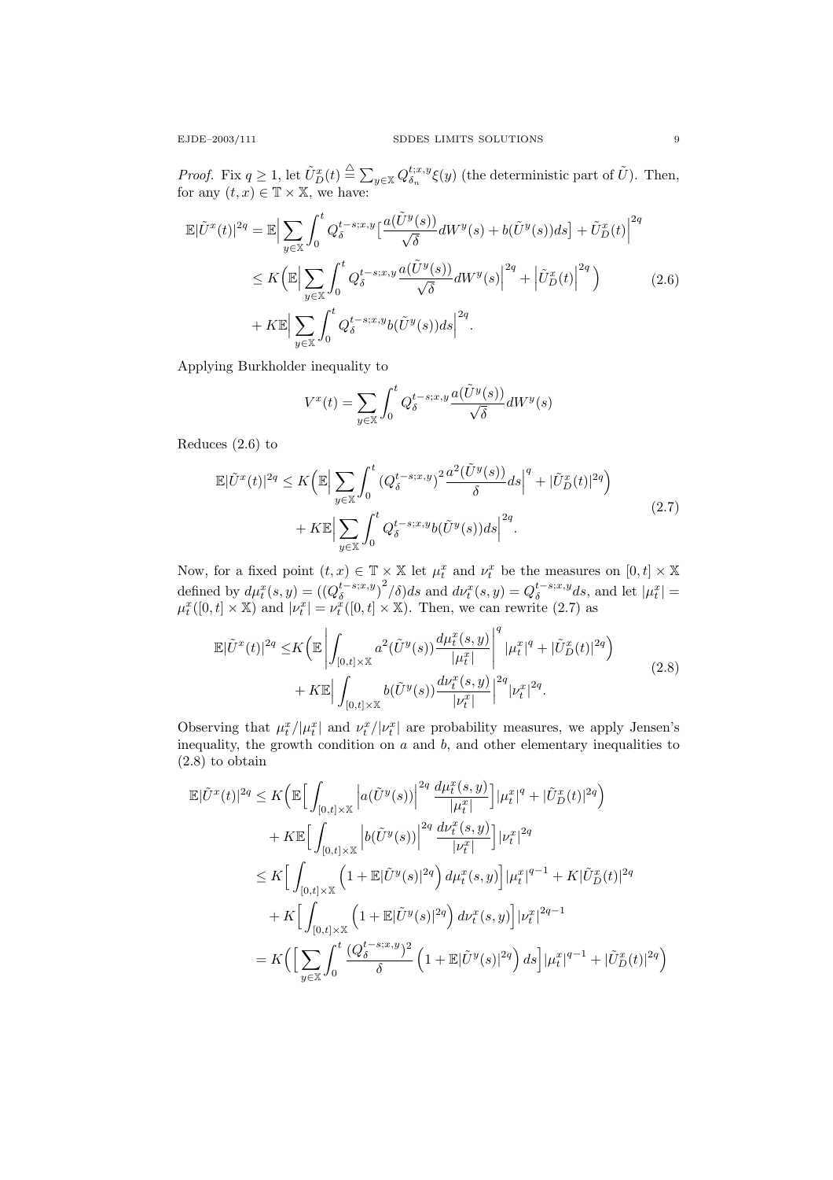*Proof.* Fix $q \ge 1$, let $\tilde{U}_D^x(t) \stackrel{\triangle}{=} \sum_{y\in\mathbb{X}} Q_{\delta_n}^{t;x,y}\xi(y)$ (the deterministic part of $\tilde{U}$). Then, for any $(t,x) \in \mathbb{T}\times\mathbb{X}$, we have:

$$
\begin{aligned}
\mathbb{E}|\tilde{U}^x(t)|^{2q} &= \mathbb{E}\Big|\sum_{y\in\mathbb{X}}\int_0^t Q_\delta^{t-s;x,y}\big[\frac{a(\tilde{U}^y(s))}{\sqrt{\delta}}dW^y(s) + b(\tilde{U}^y(s))ds\big] + \tilde{U}_D^x(t)\Big|^{2q} \\
&\le K\Big(\mathbb{E}\Big|\sum_{y\in\mathbb{X}}\int_0^t Q_\delta^{t-s;x,y}\frac{a(\tilde{U}^y(s))}{\sqrt{\delta}}dW^y(s)\Big|^{2q} + \Big|\tilde{U}_D^x(t)\Big|^{2q}\Big) \qquad (2.6)\\
&\quad + K\mathbb{E}\Big|\sum_{y\in\mathbb{X}}\int_0^t Q_\delta^{t-s;x,y} b(\tilde{U}^y(s))ds\Big|^{2q}.
\end{aligned}
$$

Applying Burkholder inequality to

$$
V^x(t) = \sum_{y\in\mathbb{X}}\int_0^t Q_\delta^{t-s;x,y}\frac{a(\tilde{U}^y(s))}{\sqrt{\delta}}dW^y(s)
$$

Reduces (2.6) to

$$
\begin{aligned}
\mathbb{E}|\tilde{U}^x(t)|^{2q} &\le K\Big(\mathbb{E}\Big|\sum_{y\in\mathbb{X}}\int_0^t (Q_\delta^{t-s;x,y})^2\frac{a^2(\tilde{U}^y(s))}{\delta}ds\Big|^{q} + |\tilde{U}_D^x(t)|^{2q}\Big) \\
&\quad + K\mathbb{E}\Big|\sum_{y\in\mathbb{X}}\int_0^t Q_\delta^{t-s;x,y} b(\tilde{U}^y(s))ds\Big|^{2q}.
\end{aligned} \qquad (2.7)
$$

Now, for a fixed point $(t,x)\in\mathbb{T}\times\mathbb{X}$ let $\mu_t^x$ and $\nu_t^x$ be the measures on $[0,t]\times\mathbb{X}$ defined by $d\mu_t^x(s,y) = ((Q_\delta^{t-s;x,y})^2/\delta)ds$ and $d\nu_t^x(s,y) = Q_\delta^{t-s;x,y}ds$, and let $|\mu_t^x| = \mu_t^x([0,t]\times\mathbb{X})$ and $|\nu_t^x| = \nu_t^x([0,t]\times\mathbb{X})$. Then, we can rewrite (2.7) as

$$
\begin{aligned}
\mathbb{E}|\tilde{U}^x(t)|^{2q} \le& K\Big(\mathbb{E}\left|\int_{[0,t]\times\mathbb{X}} a^2(\tilde{U}^y(s))\frac{d\mu_t^x(s,y)}{|\mu_t^x|}\right|^q |\mu_t^x|^q + |\tilde{U}_D^x(t)|^{2q}\Big) \\
&+ K\mathbb{E}\Big|\int_{[0,t]\times\mathbb{X}} b(\tilde{U}^y(s))\frac{d\nu_t^x(s,y)}{|\nu_t^x|}\Big|^{2q}|\nu_t^x|^{2q}.
\end{aligned} \qquad (2.8)
$$

Observing that $\mu_t^x/|\mu_t^x|$ and $\nu_t^x/|\nu_t^x|$ are probability measures, we apply Jensen's inequality, the growth condition on $a$ and $b$, and other elementary inequalities to (2.8) to obtain

$$
\begin{aligned}
\mathbb{E}|\tilde{U}^x(t)|^{2q} &\le K\Big(\mathbb{E}\Big[\int_{[0,t]\times\mathbb{X}}\Big|a(\tilde{U}^y(s))\Big|^{2q}\frac{d\mu_t^x(s,y)}{|\mu_t^x|}\Big]|\mu_t^x|^q + |\tilde{U}_D^x(t)|^{2q}\Big) \\
&\quad + K\mathbb{E}\Big[\int_{[0,t]\times\mathbb{X}}\Big|b(\tilde{U}^y(s))\Big|^{2q}\frac{d\nu_t^x(s,y)}{|\nu_t^x|}\Big]|\nu_t^x|^{2q} \\
&\le K\Big[\int_{[0,t]\times\mathbb{X}}\Big(1+\mathbb{E}|\tilde{U}^y(s)|^{2q}\Big)d\mu_t^x(s,y)\Big]|\mu_t^x|^{q-1} + K|\tilde{U}_D^x(t)|^{2q} \\
&\quad + K\Big[\int_{[0,t]\times\mathbb{X}}\Big(1+\mathbb{E}|\tilde{U}^y(s)|^{2q}\Big)d\nu_t^x(s,y)\Big]|\nu_t^x|^{2q-1} \\
&= K\Big(\Big[\sum_{y\in\mathbb{X}}\int_0^t\frac{(Q_\delta^{t-s;x,y})^2}{\delta}\Big(1+\mathbb{E}|\tilde{U}^y(s)|^{2q}\Big)ds\Big]|\mu_t^x|^{q-1} + |\tilde{U}_D^x(t)|^{2q}\Big)
\end{aligned}
$$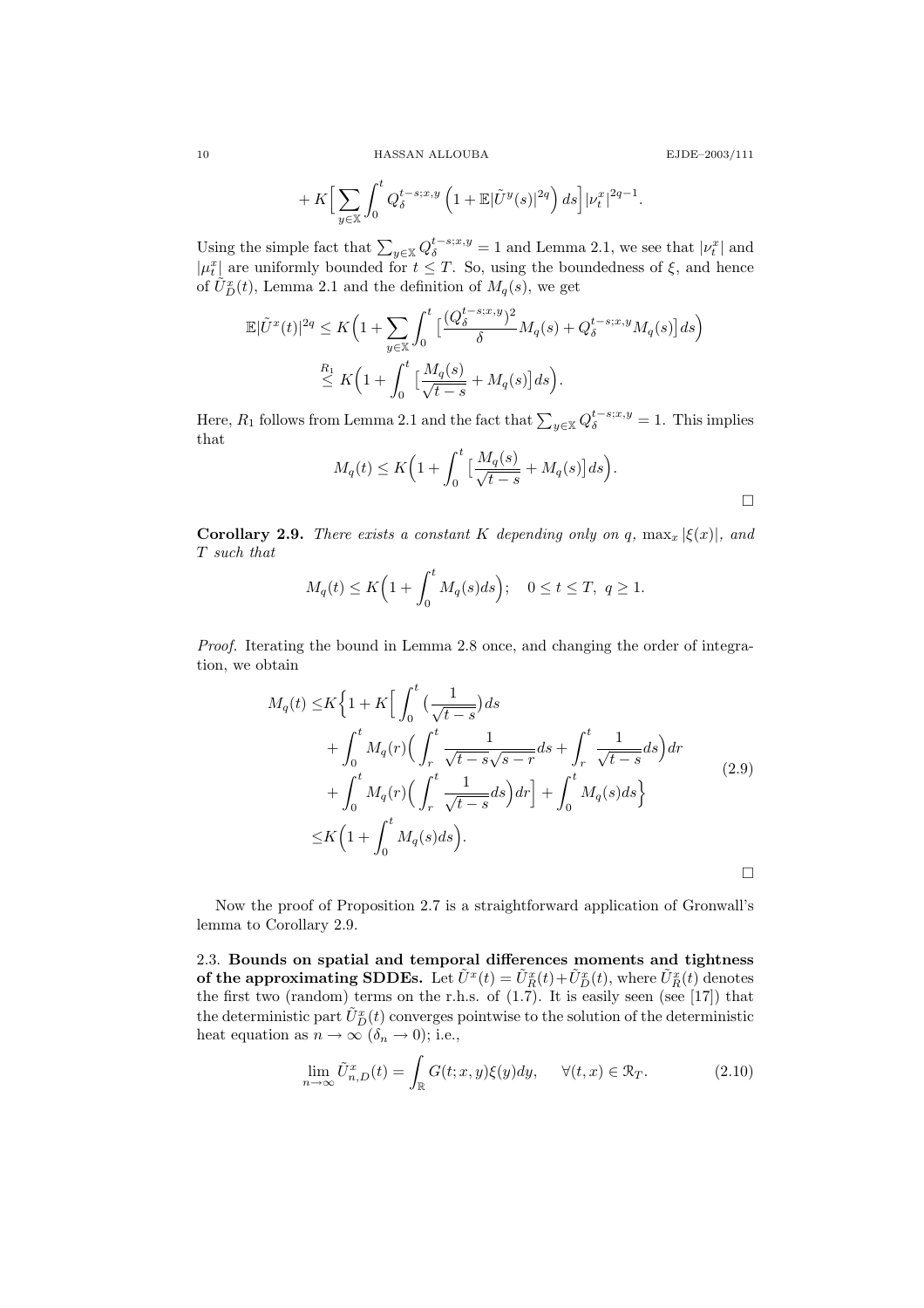$$+ K\Big[\sum_{y\in\mathbb{X}}\int_0^t Q_\delta^{t-s;x,y}\Big(1+\mathbb{E}|\tilde{U}^y(s)|^{2q}\Big)\,ds\Big]|\nu_t^x|^{2q-1}.$$

Using the simple fact that $\sum_{y\in\mathbb{X}} Q_\delta^{t-s;x,y}=1$ and Lemma 2.1, we see that $|\nu_t^x|$ and $|\mu_t^x|$ are uniformly bounded for $t\le T$. So, using the boundedness of $\xi$, and hence of $\tilde{U}_D^x(t)$, Lemma 2.1 and the definition of $M_q(s)$, we get

$$\begin{aligned}
\mathbb{E}|\tilde{U}^x(t)|^{2q} &\le K\Big(1+\sum_{y\in\mathbb{X}}\int_0^t\big[\frac{(Q_\delta^{t-s;x,y})^2}{\delta}M_q(s)+Q_\delta^{t-s;x,y}M_q(s)\big]ds\Big)\\
&\overset{R_1}{\le} K\Big(1+\int_0^t\big[\frac{M_q(s)}{\sqrt{t-s}}+M_q(s)\big]ds\Big).
\end{aligned}$$

Here, $R_1$ follows from Lemma 2.1 and the fact that $\sum_{y\in\mathbb{X}} Q_\delta^{t-s;x,y}=1$. This implies that

$$M_q(t)\le K\Big(1+\int_0^t\big[\frac{M_q(s)}{\sqrt{t-s}}+M_q(s)\big]ds\Big).$$

∎

**Corollary 2.9.** *There exists a constant $K$ depending only on $q$, $\max_x|\xi(x)|$, and $T$ such that*

$$M_q(t)\le K\Big(1+\int_0^t M_q(s)ds\Big);\quad 0\le t\le T,\ q\ge 1.$$

*Proof.* Iterating the bound in Lemma 2.8 once, and changing the order of integration, we obtain

$$\begin{aligned}
M_q(t)\le& K\Big\{1+K\Big[\int_0^t\big(\frac{1}{\sqrt{t-s}}\big)ds\\
&+\int_0^t M_q(r)\Big(\int_r^t\frac{1}{\sqrt{t-s}\sqrt{s-r}}ds+\int_r^t\frac{1}{\sqrt{t-s}}ds\Big)dr\\
&+\int_0^t M_q(r)\Big(\int_r^t\frac{1}{\sqrt{t-s}}ds\Big)dr\Big]+\int_0^t M_q(s)ds\Big\}\\
\le& K\Big(1+\int_0^t M_q(s)ds\Big).
\end{aligned}\tag{2.9}$$

∎

Now the proof of Proposition 2.7 is a straightforward application of Gronwall's lemma to Corollary 2.9.

2.3. **Bounds on spatial and temporal differences moments and tightness of the approximating SDDEs.** Let $\tilde{U}^x(t)=\tilde{U}_R^x(t)+\tilde{U}_D^x(t)$, where $\tilde{U}_R^x(t)$ denotes the first two (random) terms on the r.h.s. of (1.7). It is easily seen (see [17]) that the deterministic part $\tilde{U}_D^x(t)$ converges pointwise to the solution of the deterministic heat equation as $n\to\infty$ ($\delta_n\to 0$); i.e.,

$$\lim_{n\to\infty}\tilde{U}_{n,D}^x(t)=\int_{\mathbb{R}}G(t;x,y)\xi(y)dy,\qquad \forall (t,x)\in\mathcal{R}_T.\tag{2.10}$$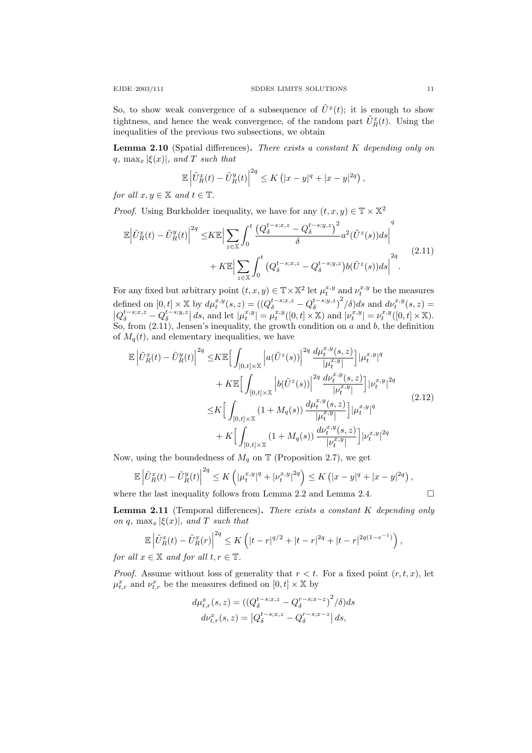So, to show weak convergence of a subsequence of $\tilde{U}^x(t)$; it is enough to show tightness, and hence the weak convergence, of the random part $\tilde{U}_R^x(t)$. Using the inequalities of the previous two subsections, we obtain

**Lemma 2.10** (Spatial differences). *There exists a constant $K$ depending only on $q$, $\max_x |\xi(x)|$, and $T$ such that*

$$\mathbb{E}\left|\tilde{U}_R^x(t) - \tilde{U}_R^y(t)\right|^{2q} \le K\left(|x-y|^q + |x-y|^{2q}\right),$$

*for all $x, y \in \mathbb{X}$ and $t \in \mathbb{T}$.*

*Proof.* Using Burkholder inequality, we have for any $(t,x,y) \in \mathbb{T} \times \mathbb{X}^2$

$$\begin{aligned}
\mathbb{E}\left|\tilde{U}_R^x(t) - \tilde{U}_R^y(t)\right|^{2q} \le& K\mathbb{E}\Big|\sum_{z\in\mathbb{X}}\int_0^t \frac{\left(Q_\delta^{t-s;x,z} - Q_\delta^{t-s;y,z}\right)^2}{\delta} a^2(\tilde{U}^z(s))ds\Big|^q \\
&+ K\mathbb{E}\Big|\sum_{z\in\mathbb{X}}\int_0^t \left(Q_\delta^{t-s;x,z} - Q_\delta^{t-s;y,z}\right) b(\tilde{U}^z(s))ds\Big|^{2q}.
\end{aligned} \tag{2.11}$$

For any fixed but arbitrary point $(t,x,y) \in \mathbb{T}\times\mathbb{X}^2$ let $\mu_t^{x,y}$ and $\nu_t^{x,y}$ be the measures defined on $[0,t]\times\mathbb{X}$ by $d\mu_t^{x,y}(s,z) = (\left(Q_\delta^{t-s;x,z} - Q_\delta^{t-s;y,z}\right)^2/\delta)ds$ and $d\nu_t^{x,y}(s,z) = \left|Q_\delta^{t-s;x,z} - Q_\delta^{t-s;y,z}\right| ds$, and let $|\mu_t^{x,y}| = \mu_t^{x,y}([0,t]\times\mathbb{X})$ and $|\nu_t^{x,y}| = \nu_t^{x,y}([0,t]\times\mathbb{X})$. So, from (2.11), Jensen's inequality, the growth condition on $a$ and $b$, the definition of $M_q(t)$, and elementary inequalities, we have

$$\begin{aligned}
\mathbb{E}\left|\tilde{U}_R^x(t) - \tilde{U}_R^y(t)\right|^{2q} \le& K\mathbb{E}\Big[\int_{[0,t]\times\mathbb{X}} \left|a(\tilde{U}^z(s))\right|^{2q} \frac{d\mu_t^{x,y}(s,z)}{|\mu_t^{x,y}|}\Big]|\mu_t^{x,y}|^q \\
&+ K\mathbb{E}\Big[\int_{[0,t]\times\mathbb{X}} \left|b(\tilde{U}^z(s))\right|^{2q} \frac{d\nu_t^{x,y}(s,z)}{|\nu_t^{x,y}|}\Big]|\nu_t^{x,y}|^{2q} \\
\le& K\Big[\int_{[0,t]\times\mathbb{X}} (1+M_q(s)) \frac{d\mu_t^{x,y}(s,z)}{|\mu_t^{x,y}|}\Big]|\mu_t^{x,y}|^q \\
&+ K\Big[\int_{[0,t]\times\mathbb{X}} (1+M_q(s)) \frac{d\nu_t^{x,y}(s,z)}{|\nu_t^{x,y}|}\Big]|\nu_t^{x,y}|^{2q}
\end{aligned} \tag{2.12}$$

Now, using the boundedness of $M_q$ on $\mathbb{T}$ (Proposition 2.7), we get

$$\mathbb{E}\left|\tilde{U}_R^x(t) - \tilde{U}_R^y(t)\right|^{2q} \le K\left(|\mu_t^{x,y}|^q + |\nu_t^{x,y}|^{2q}\right) \le K\left(|x-y|^q + |x-y|^{2q}\right),$$

where the last inequality follows from Lemma 2.2 and Lemma 2.4. $\square$

**Lemma 2.11** (Temporal differences). *There exists a constant $K$ depending only on $q$, $\max_x |\xi(x)|$, and $T$ such that*

$$\mathbb{E}\left|\tilde{U}_R^x(t) - \tilde{U}_R^x(r)\right|^{2q} \le K\left(|t-r|^{q/2} + |t-r|^{2q} + |t-r|^{2q(1-e^{-1})}\right),$$

*for all $x \in \mathbb{X}$ and for all $t, r \in \mathbb{T}$.*

*Proof.* Assume without loss of generality that $r < t$. For a fixed point $(r,t,x)$, let $\mu_{t,r}^x$ and $\nu_{t,r}^x$ be the measures defined on $[0,t]\times\mathbb{X}$ by

$$\begin{aligned}
d\mu_{t,r}^x(s,z) &= (\left(Q_\delta^{t-s;x,z} - Q_\delta^{r-s;x-z}\right)^2/\delta)ds \\
d\nu_{t,r}^x(s,z) &= \left|Q_\delta^{t-s;x,z} - Q_\delta^{r-s;x-z}\right| ds,
\end{aligned}$$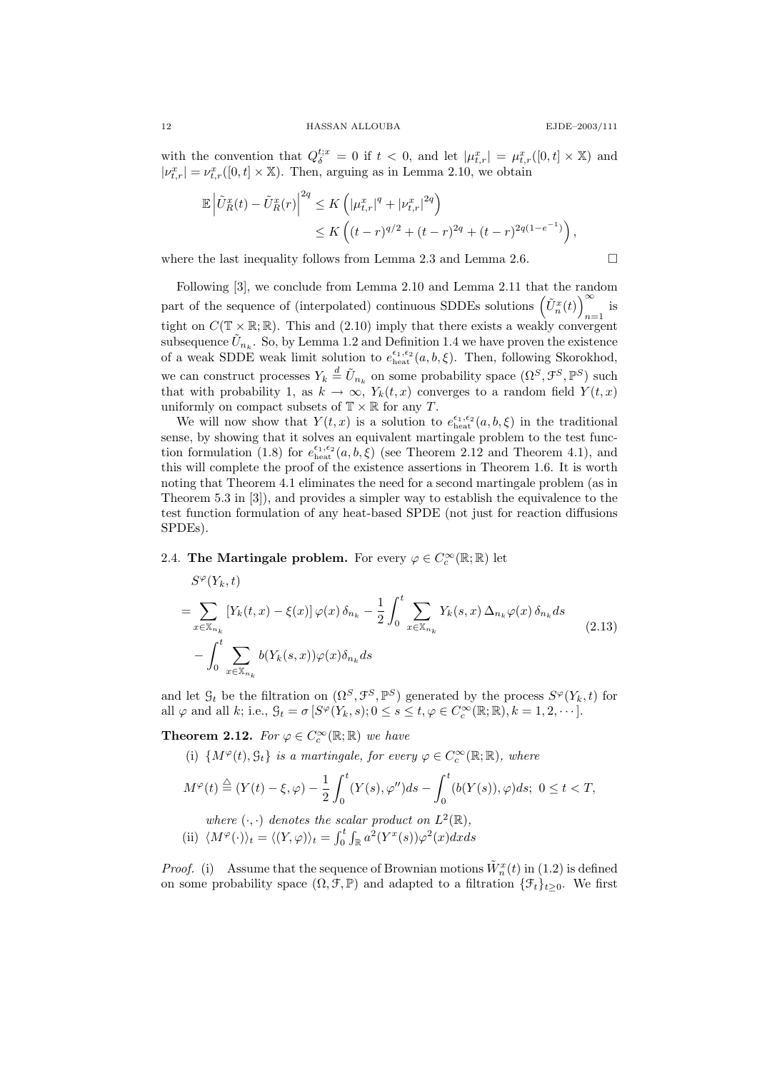with the convention that $Q_{\delta}^{t;x} = 0$ if $t < 0$, and let $|\mu_{t,r}^x| = \mu_{t,r}^x([0,t] \times \mathbb{X})$ and $|\nu_{t,r}^x| = \nu_{t,r}^x([0,t] \times \mathbb{X})$. Then, arguing as in Lemma 2.10, we obtain

$$
\begin{aligned}
\mathbb{E}\left|\tilde{U}_R^x(t) - \tilde{U}_R^x(r)\right|^{2q} &\le K\left(|\mu_{t,r}^x|^q + |\nu_{t,r}^x|^{2q}\right) \\
&\le K\left((t-r)^{q/2} + (t-r)^{2q} + (t-r)^{2q(1-e^{-1})}\right),
\end{aligned}
$$

where the last inequality follows from Lemma 2.3 and Lemma 2.6. $\square$

Following [3], we conclude from Lemma 2.10 and Lemma 2.11 that the random part of the sequence of (interpolated) continuous SDDEs solutions $\left(\tilde{U}_n^x(t)\right)_{n=1}^{\infty}$ is tight on $C(\mathbb{T}\times\mathbb{R};\mathbb{R})$. This and (2.10) imply that there exists a weakly convergent subsequence $\tilde{U}_{n_k}$. So, by Lemma 1.2 and Definition 1.4 we have proven the existence of a weak SDDE weak limit solution to $e_{\text{heat}}^{\epsilon_1,\epsilon_2}(a,b,\xi)$. Then, following Skorokhod, we can construct processes $Y_k \stackrel{d}{=} \tilde{U}_{n_k}$ on some probability space $(\Omega^S, \mathcal{F}^S, \mathbb{P}^S)$ such that with probability 1, as $k \to \infty$, $Y_k(t,x)$ converges to a random field $Y(t,x)$ uniformly on compact subsets of $\mathbb{T}\times\mathbb{R}$ for any $T$.

We will now show that $Y(t,x)$ is a solution to $e_{\text{heat}}^{\epsilon_1,\epsilon_2}(a,b,\xi)$ in the traditional sense, by showing that it solves an equivalent martingale problem to the test function formulation (1.8) for $e_{\text{heat}}^{\epsilon_1,\epsilon_2}(a,b,\xi)$ (see Theorem 2.12 and Theorem 4.1), and this will complete the proof of the existence assertions in Theorem 1.6. It is worth noting that Theorem 4.1 eliminates the need for a second martingale problem (as in Theorem 5.3 in [3]), and provides a simpler way to establish the equivalence to the test function formulation of any heat-based SPDE (not just for reaction diffusions SPDEs).

## 2.4. The Martingale problem.

For every $\varphi \in C_c^\infty(\mathbb{R};\mathbb{R})$ let

$$
\begin{aligned}
&S^{\varphi}(Y_k,t) \\
&= \sum_{x\in\mathbb{X}_{n_k}} [Y_k(t,x) - \xi(x)]\,\varphi(x)\,\delta_{n_k} - \frac{1}{2}\int_0^t \sum_{x\in\mathbb{X}_{n_k}} Y_k(s,x)\,\Delta_{n_k}\varphi(x)\,\delta_{n_k}ds \\
&\quad - \int_0^t \sum_{x\in\mathbb{X}_{n_k}} b(Y_k(s,x))\varphi(x)\delta_{n_k}ds
\end{aligned}
\tag{2.13}
$$

and let $\mathcal{G}_t$ be the filtration on $(\Omega^S, \mathcal{F}^S, \mathbb{P}^S)$ generated by the process $S^{\varphi}(Y_k,t)$ for all $\varphi$ and all $k$; i.e., $\mathcal{G}_t = \sigma\left[S^{\varphi}(Y_k,s); 0 \le s \le t, \varphi \in C_c^\infty(\mathbb{R};\mathbb{R}), k = 1,2,\cdots\right]$.

**Theorem 2.12.** *For $\varphi \in C_c^\infty(\mathbb{R};\mathbb{R})$ we have*

(i) $\{M^{\varphi}(t), \mathcal{G}_t\}$ *is a martingale, for every $\varphi \in C_c^\infty(\mathbb{R};\mathbb{R})$, where*

$$
M^{\varphi}(t) \triangleq (Y(t)-\xi,\varphi) - \frac{1}{2}\int_0^t (Y(s),\varphi'')ds - \int_0^t (b(Y(s)),\varphi)ds;\; 0 \le t < T,
$$

*where $(\cdot,\cdot)$ denotes the scalar product on $L^2(\mathbb{R})$,*

(ii) $\langle M^{\varphi}(\cdot)\rangle_t = \langle (Y,\varphi)\rangle_t = \int_0^t \int_{\mathbb{R}} a^2(Y^x(s))\varphi^2(x)dxds$

*Proof.* (i) Assume that the sequence of Brownian motions $\tilde{W}_n^x(t)$ in (1.2) is defined on some probability space $(\Omega, \mathcal{F}, \mathbb{P})$ and adapted to a filtration $\{\mathcal{F}_t\}_{t\ge 0}$. We first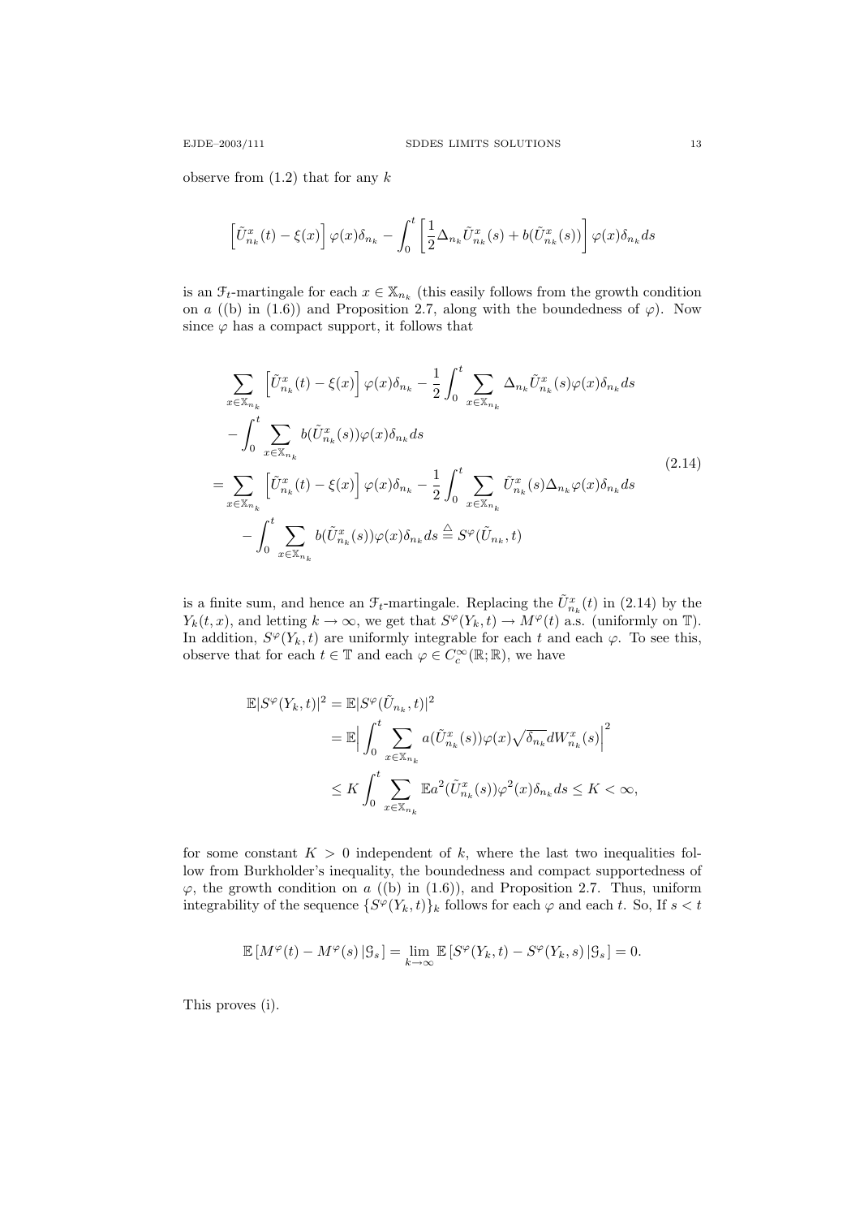observe from (1.2) that for any $k$

$$
\left[\tilde{U}^x_{n_k}(t) - \xi(x)\right]\varphi(x)\delta_{n_k} - \int_0^t \left[\frac{1}{2}\Delta_{n_k}\tilde{U}^x_{n_k}(s) + b(\tilde{U}^x_{n_k}(s))\right]\varphi(x)\delta_{n_k}ds
$$

is an $\mathcal{F}_t$-martingale for each $x \in \mathbb{X}_{n_k}$ (this easily follows from the growth condition on $a$ ((b) in (1.6)) and Proposition 2.7, along with the boundedness of $\varphi$). Now since $\varphi$ has a compact support, it follows that

$$
\begin{aligned}
&\sum_{x\in\mathbb{X}_{n_k}} \left[\tilde{U}^x_{n_k}(t) - \xi(x)\right]\varphi(x)\delta_{n_k} - \frac{1}{2}\int_0^t \sum_{x\in\mathbb{X}_{n_k}} \Delta_{n_k}\tilde{U}^x_{n_k}(s)\varphi(x)\delta_{n_k}ds \\
&\quad - \int_0^t \sum_{x\in\mathbb{X}_{n_k}} b(\tilde{U}^x_{n_k}(s))\varphi(x)\delta_{n_k}ds \\
&= \sum_{x\in\mathbb{X}_{n_k}} \left[\tilde{U}^x_{n_k}(t) - \xi(x)\right]\varphi(x)\delta_{n_k} - \frac{1}{2}\int_0^t \sum_{x\in\mathbb{X}_{n_k}} \tilde{U}^x_{n_k}(s)\Delta_{n_k}\varphi(x)\delta_{n_k}ds \\
&\quad - \int_0^t \sum_{x\in\mathbb{X}_{n_k}} b(\tilde{U}^x_{n_k}(s))\varphi(x)\delta_{n_k}ds \stackrel{\triangle}{=} S^\varphi(\tilde{U}_{n_k}, t)
\end{aligned}
\tag{2.14}
$$

is a finite sum, and hence an $\mathcal{F}_t$-martingale. Replacing the $\tilde{U}^x_{n_k}(t)$ in (2.14) by the $Y_k(t,x)$, and letting $k \to \infty$, we get that $S^\varphi(Y_k, t) \to M^\varphi(t)$ a.s. (uniformly on $\mathbb{T}$). In addition, $S^\varphi(Y_k, t)$ are uniformly integrable for each $t$ and each $\varphi$. To see this, observe that for each $t \in \mathbb{T}$ and each $\varphi \in C_c^\infty(\mathbb{R};\mathbb{R})$, we have

$$
\begin{aligned}
\mathbb{E}|S^\varphi(Y_k, t)|^2 &= \mathbb{E}|S^\varphi(\tilde{U}_{n_k}, t)|^2 \\
&= \mathbb{E}\Big|\int_0^t \sum_{x\in\mathbb{X}_{n_k}} a(\tilde{U}^x_{n_k}(s))\varphi(x)\sqrt{\delta_{n_k}}dW^x_{n_k}(s)\Big|^2 \\
&\le K\int_0^t \sum_{x\in\mathbb{X}_{n_k}} \mathbb{E}a^2(\tilde{U}^x_{n_k}(s))\varphi^2(x)\delta_{n_k}ds \le K < \infty,
\end{aligned}
$$

for some constant $K > 0$ independent of $k$, where the last two inequalities follow from Burkholder's inequality, the boundedness and compact supportedness of $\varphi$, the growth condition on $a$ ((b) in (1.6)), and Proposition 2.7. Thus, uniform integrability of the sequence $\{S^\varphi(Y_k, t)\}_k$ follows for each $\varphi$ and each $t$. So, If $s < t$

$$
\mathbb{E}\left[M^\varphi(t) - M^\varphi(s)\,|\mathcal{G}_s\right] = \lim_{k\to\infty}\mathbb{E}\left[S^\varphi(Y_k, t) - S^\varphi(Y_k, s)\,|\mathcal{G}_s\right] = 0.
$$

This proves (i).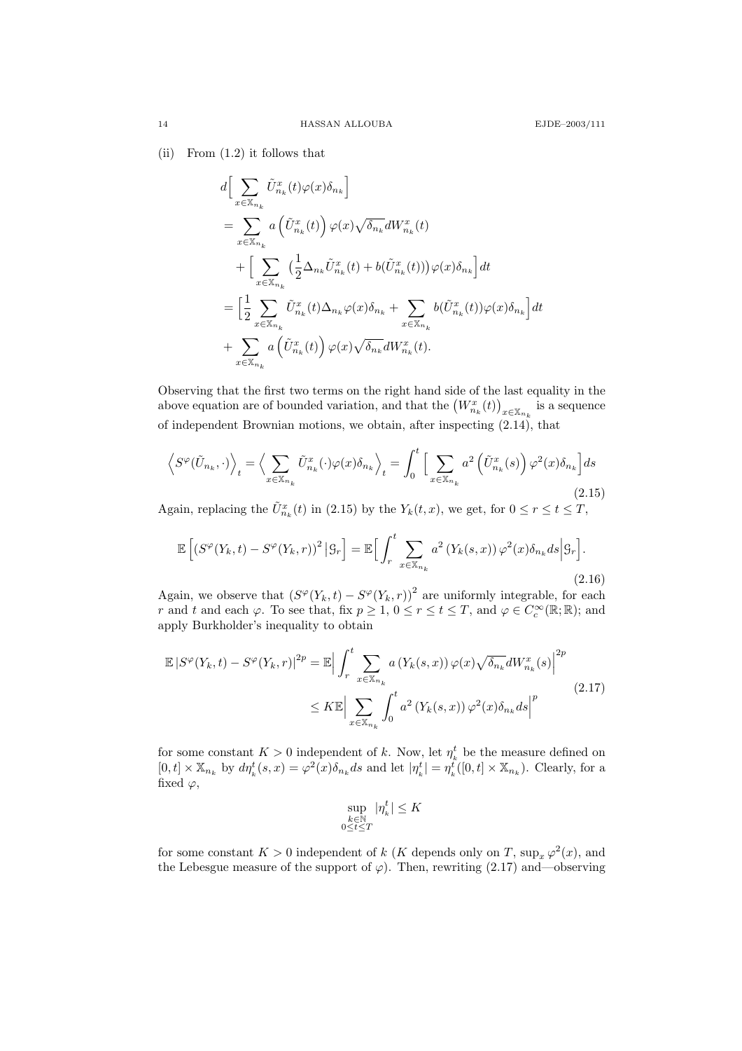(ii) From (1.2) it follows that

$$
\begin{aligned}
& d\Big[\sum_{x\in\mathbb{X}_{n_k}} \tilde U^x_{n_k}(t)\varphi(x)\delta_{n_k}\Big] \\
&= \sum_{x\in\mathbb{X}_{n_k}} a\left(\tilde U^x_{n_k}(t)\right)\varphi(x)\sqrt{\delta_{n_k}}dW^x_{n_k}(t) \\
&\quad + \Big[\sum_{x\in\mathbb{X}_{n_k}} \big(\frac12\Delta_{n_k}\tilde U^x_{n_k}(t) + b(\tilde U^x_{n_k}(t))\big)\varphi(x)\delta_{n_k}\Big]dt \\
&= \Big[\frac12\sum_{x\in\mathbb{X}_{n_k}} \tilde U^x_{n_k}(t)\Delta_{n_k}\varphi(x)\delta_{n_k} + \sum_{x\in\mathbb{X}_{n_k}} b(\tilde U^x_{n_k}(t))\varphi(x)\delta_{n_k}\Big]dt \\
&\quad + \sum_{x\in\mathbb{X}_{n_k}} a\left(\tilde U^x_{n_k}(t)\right)\varphi(x)\sqrt{\delta_{n_k}}dW^x_{n_k}(t).
\end{aligned}
$$

Observing that the first two terms on the right hand side of the last equality in the above equation are of bounded variation, and that the $\left(W^x_{n_k}(t)\right)_{x\in\mathbb{X}_{n_k}}$ is a sequence of independent Brownian motions, we obtain, after inspecting (2.14), that

$$
\Big\langle S^\varphi(\tilde U_{n_k},\cdot)\Big\rangle_t = \Big\langle \sum_{x\in\mathbb{X}_{n_k}} \tilde U^x_{n_k}(\cdot)\varphi(x)\delta_{n_k}\Big\rangle_t = \int_0^t \Big[\sum_{x\in\mathbb{X}_{n_k}} a^2\left(\tilde U^x_{n_k}(s)\right)\varphi^2(x)\delta_{n_k}\Big]ds \tag{2.15}
$$

Again, replacing the $\tilde U^x_{n_k}(t)$ in (2.15) by the $Y_k(t,x)$, we get, for $0\le r\le t\le T$,

$$
\mathbb{E}\left[\left(S^\varphi(Y_k,t)-S^\varphi(Y_k,r)\right)^2\big|\mathcal{G}_r\right] = \mathbb{E}\Big[\int_r^t \sum_{x\in\mathbb{X}_{n_k}} a^2\left(Y_k(s,x)\right)\varphi^2(x)\delta_{n_k}ds\Big|\mathcal{G}_r\Big]. \tag{2.16}
$$

Again, we observe that $\left(S^\varphi(Y_k,t)-S^\varphi(Y_k,r)\right)^2$ are uniformly integrable, for each $r$ and $t$ and each $\varphi$. To see that, fix $p\ge1$, $0\le r\le t\le T$, and $\varphi\in C_c^\infty(\mathbb{R};\mathbb{R})$; and apply Burkholder's inequality to obtain

$$
\begin{aligned}
\mathbb{E}\left|S^\varphi(Y_k,t)-S^\varphi(Y_k,r)\right|^{2p} &= \mathbb{E}\Big|\int_r^t \sum_{x\in\mathbb{X}_{n_k}} a\left(Y_k(s,x)\right)\varphi(x)\sqrt{\delta_{n_k}}dW^x_{n_k}(s)\Big|^{2p} \\
&\le K\mathbb{E}\Big|\sum_{x\in\mathbb{X}_{n_k}}\int_0^t a^2\left(Y_k(s,x)\right)\varphi^2(x)\delta_{n_k}ds\Big|^p
\end{aligned} \tag{2.17}
$$

for some constant $K>0$ independent of $k$. Now, let $\eta^t_k$ be the measure defined on $[0,t]\times\mathbb{X}_{n_k}$ by $d\eta^t_k(s,x)=\varphi^2(x)\delta_{n_k}ds$ and let $|\eta^t_k|=\eta^t_k([0,t]\times\mathbb{X}_{n_k})$. Clearly, for a fixed $\varphi$,

$$
\sup_{\substack{k\in\mathbb{N}\\0\le t\le T}}|\eta^t_k|\le K
$$

for some constant $K>0$ independent of $k$ ($K$ depends only on $T$, $\sup_x\varphi^2(x)$, and the Lebesgue measure of the support of $\varphi$). Then, rewriting (2.17) and—observing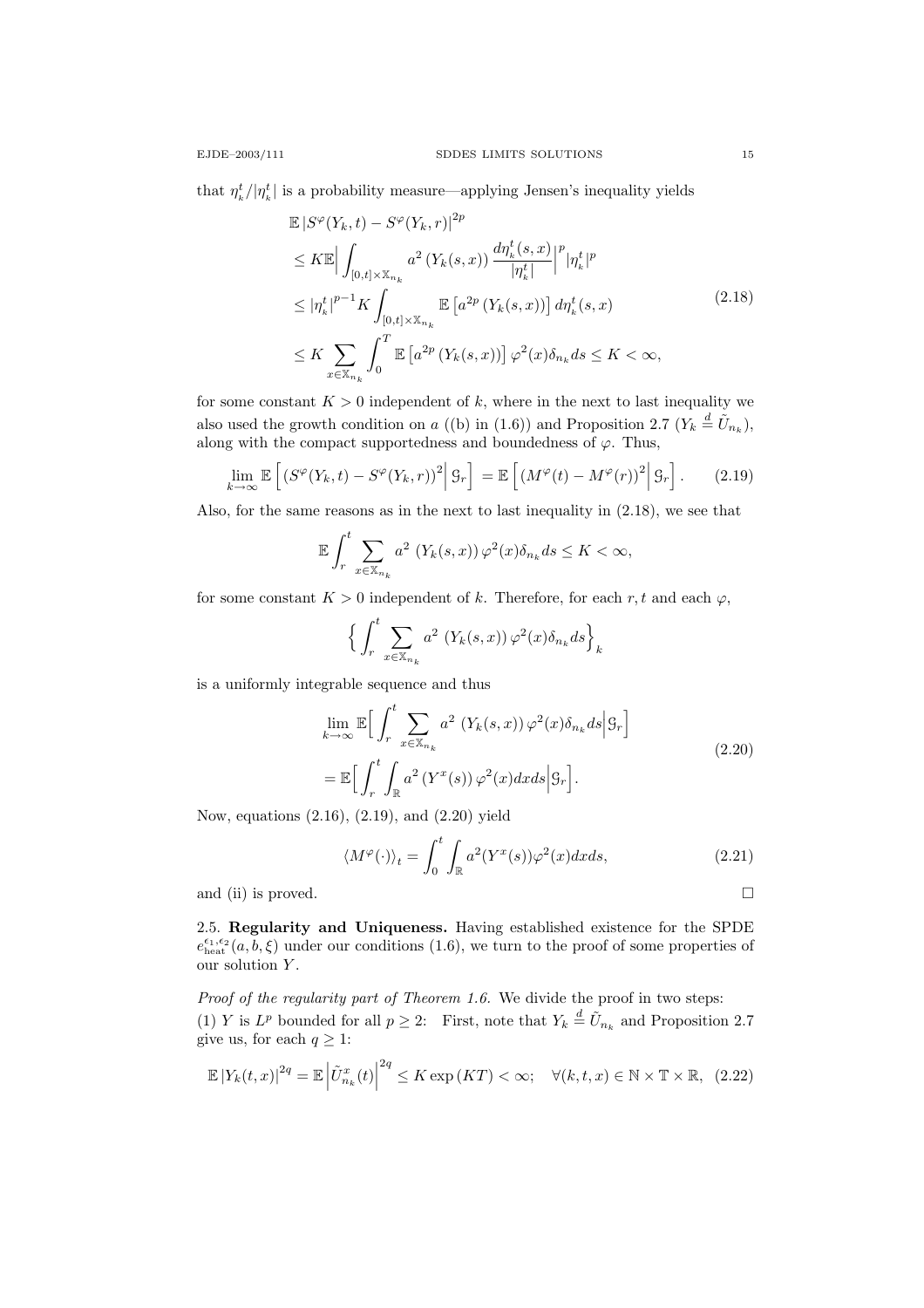that $\eta_k^t/|\eta_k^t|$ is a probability measure—applying Jensen's inequality yields

$$
\begin{aligned}
&\mathbb{E}\left|S^{\varphi}(Y_k,t)-S^{\varphi}(Y_k,r)\right|^{2p}\\
&\leq K\mathbb{E}\Big|\int_{[0,t]\times\mathbb{X}_{n_k}} a^2\left(Y_k(s,x)\right)\frac{d\eta_k^t(s,x)}{|\eta_k^t|}\Big|^p|\eta_k^t|^p\\
&\leq |\eta_k^t|^{p-1}K\int_{[0,t]\times\mathbb{X}_{n_k}}\mathbb{E}\left[a^{2p}\left(Y_k(s,x)\right)\right]d\eta_k^t(s,x)\\
&\leq K\sum_{x\in\mathbb{X}_{n_k}}\int_0^T\mathbb{E}\left[a^{2p}\left(Y_k(s,x)\right)\right]\varphi^2(x)\delta_{n_k}ds\leq K<\infty,
\end{aligned}
\tag{2.18}
$$

for some constant $K>0$ independent of $k$, where in the next to last inequality we also used the growth condition on $a$ ((b) in (1.6)) and Proposition 2.7 ($Y_k\overset{d}{=}\tilde{U}_{n_k}$), along with the compact supportedness and boundedness of $\varphi$. Thus,

$$
\lim_{k\to\infty}\mathbb{E}\left[\left(S^{\varphi}(Y_k,t)-S^{\varphi}(Y_k,r)\right)^2\Big|\,\mathcal{G}_r\right]=\mathbb{E}\left[\left(M^{\varphi}(t)-M^{\varphi}(r)\right)^2\Big|\,\mathcal{G}_r\right].
\tag{2.19}
$$

Also, for the same reasons as in the next to last inequality in (2.18), we see that

$$
\mathbb{E}\int_r^t\sum_{x\in\mathbb{X}_{n_k}}a^2\left(Y_k(s,x)\right)\varphi^2(x)\delta_{n_k}ds\leq K<\infty,
$$

for some constant $K>0$ independent of $k$. Therefore, for each $r,t$ and each $\varphi$,

$$
\Big\{\int_r^t\sum_{x\in\mathbb{X}_{n_k}}a^2\left(Y_k(s,x)\right)\varphi^2(x)\delta_{n_k}ds\Big\}_k
$$

is a uniformly integrable sequence and thus

$$
\begin{aligned}
&\lim_{k\to\infty}\mathbb{E}\Big[\int_r^t\sum_{x\in\mathbb{X}_{n_k}}a^2\left(Y_k(s,x)\right)\varphi^2(x)\delta_{n_k}ds\Big|\mathcal{G}_r\Big]\\
&=\mathbb{E}\Big[\int_r^t\int_{\mathbb{R}}a^2\left(Y^x(s)\right)\varphi^2(x)dxds\Big|\mathcal{G}_r\Big].
\end{aligned}
\tag{2.20}
$$

Now, equations (2.16), (2.19), and (2.20) yield

$$
\langle M^{\varphi}(\cdot)\rangle_t=\int_0^t\int_{\mathbb{R}}a^2(Y^x(s))\varphi^2(x)dxds,
\tag{2.21}
$$

and (ii) is proved. $\square$

2.5. **Regularity and Uniqueness.** Having established existence for the SPDE $e_{\text{heat}}^{\epsilon_1,\epsilon_2}(a,b,\xi)$ under our conditions (1.6), we turn to the proof of some properties of our solution $Y$.

*Proof of the regularity part of Theorem 1.6.* We divide the proof in two steps:
(1) $Y$ is $L^p$ bounded for all $p\geq 2$: First, note that $Y_k\overset{d}{=}\tilde{U}_{n_k}$ and Proposition 2.7 give us, for each $q\geq 1$:

$$
\mathbb{E}\left|Y_k(t,x)\right|^{2q}=\mathbb{E}\left|\tilde{U}_{n_k}^x(t)\right|^{2q}\leq K\exp\left(KT\right)<\infty;\quad\forall(k,t,x)\in\mathbb{N}\times\mathbb{T}\times\mathbb{R},
\tag{2.22}
$$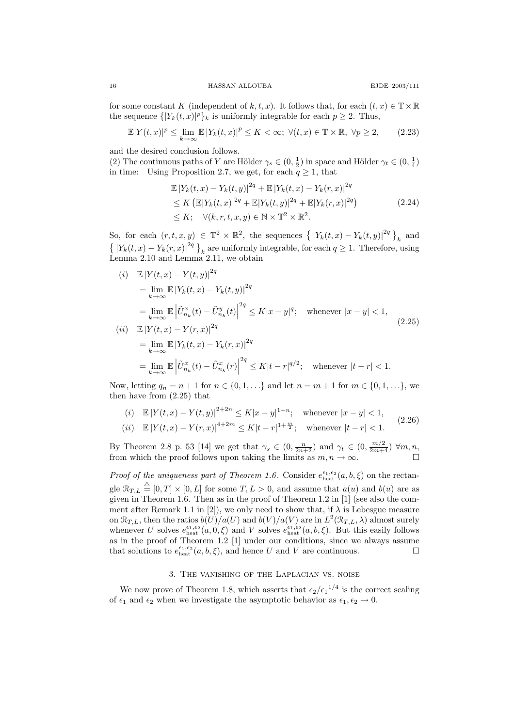for some constant $K$ (independent of $k, t, x$). It follows that, for each $(t,x) \in \mathbb{T} \times \mathbb{R}$ the sequence $\{|Y_k(t,x)|^p\}_k$ is uniformly integrable for each $p \geq 2$. Thus,

$$\mathbb{E}|Y(t,x)|^p \leq \lim_{k\to\infty} \mathbb{E}\,|Y_k(t,x)|^p \leq K < \infty;\ \forall (t,x) \in \mathbb{T} \times \mathbb{R},\ \forall p \geq 2, \tag{2.23}$$

and the desired conclusion follows.

(2) The continuous paths of $Y$ are Hölder $\gamma_s \in (0, \frac{1}{2})$ in space and Hölder $\gamma_t \in (0, \frac{1}{4})$ in time: Using Proposition 2.7, we get, for each $q \geq 1$, that

$$\begin{aligned}
&\mathbb{E}\,|Y_k(t,x) - Y_k(t,y)|^{2q} + \mathbb{E}\,|Y_k(t,x) - Y_k(r,x)|^{2q} \\
&\leq K\left(\mathbb{E}|Y_k(t,x)|^{2q} + \mathbb{E}|Y_k(t,y)|^{2q} + \mathbb{E}|Y_k(r,x)|^{2q}\right) \\
&\leq K; \quad \forall (k,r,t,x,y) \in \mathbb{N} \times \mathbb{T}^2 \times \mathbb{R}^2.
\end{aligned} \tag{2.24}$$

So, for each $(r,t,x,y) \in \mathbb{T}^2 \times \mathbb{R}^2$, the sequences $\left\{ |Y_k(t,x) - Y_k(t,y)|^{2q} \right\}_k$ and $\left\{ |Y_k(t,x) - Y_k(r,x)|^{2q} \right\}_k$ are uniformly integrable, for each $q \geq 1$. Therefore, using Lemma 2.10 and Lemma 2.11, we obtain

$$\begin{aligned}
(i)\quad &\mathbb{E}\,|Y(t,x) - Y(t,y)|^{2q} \\
&= \lim_{k\to\infty} \mathbb{E}\,|Y_k(t,x) - Y_k(t,y)|^{2q} \\
&= \lim_{k\to\infty} \mathbb{E}\left|\tilde{U}^x_{n_k}(t) - \tilde{U}^y_{n_k}(t)\right|^{2q} \leq K|x-y|^q; \quad \text{whenever } |x-y| < 1, \\
(ii)\quad &\mathbb{E}\,|Y(t,x) - Y(r,x)|^{2q} \\
&= \lim_{k\to\infty} \mathbb{E}\,|Y_k(t,x) - Y_k(r,x)|^{2q} \\
&= \lim_{k\to\infty} \mathbb{E}\left|\tilde{U}^x_{n_k}(t) - \tilde{U}^x_{n_k}(r)\right|^{2q} \leq K|t-r|^{q/2}; \quad \text{whenever } |t-r| < 1.
\end{aligned} \tag{2.25}$$

Now, letting $q_n = n+1$ for $n \in \{0, 1, \dots\}$ and let $n = m+1$ for $m \in \{0, 1, \dots\}$, we then have from (2.25) that

$$\begin{aligned}
(i)\quad &\mathbb{E}\,|Y(t,x) - Y(t,y)|^{2+2n} \leq K|x-y|^{1+n}; \quad \text{whenever } |x-y| < 1, \\
(ii)\quad &\mathbb{E}\,|Y(t,x) - Y(r,x)|^{4+2m} \leq K|t-r|^{1+\frac{m}{2}}; \quad \text{whenever } |t-r| < 1.
\end{aligned} \tag{2.26}$$

By Theorem 2.8 p. 53 [14] we get that $\gamma_s \in (0, \frac{n}{2n+2})$ and $\gamma_t \in (0, \frac{m/2}{2m+4})$ $\forall m, n$, from which the proof follows upon taking the limits as $m, n \to \infty$. $\square$

*Proof of the uniqueness part of Theorem 1.6.* Consider $e^{\epsilon_1,\epsilon_2}_{\text{heat}}(a,b,\xi)$ on the rectangle $\mathcal{R}_{T,L} \overset{\triangle}{=} [0,T] \times [0,L]$ for some $T, L > 0$, and assume that $a(u)$ and $b(u)$ are as given in Theorem 1.6. Then as in the proof of Theorem 1.2 in [1] (see also the comment after Remark 1.1 in [2]), we only need to show that, if $\lambda$ is Lebesgue measure on $\mathcal{R}_{T,L}$, then the ratios $b(U)/a(U)$ and $b(V)/a(V)$ are in $L^2(\mathcal{R}_{T,L}, \lambda)$ almost surely whenever $U$ solves $e^{\epsilon_1,\epsilon_2}_{\text{heat}}(a,0,\xi)$ and $V$ solves $e^{\epsilon_1,\epsilon_2}_{\text{heat}}(a,b,\xi)$. But this easily follows as in the proof of Theorem 1.2 [1] under our conditions, since we always assume that solutions to $e^{\epsilon_1,\epsilon_2}_{\text{heat}}(a,b,\xi)$, and hence $U$ and $V$ are continuous. $\square$

## 3. The vanishing of the Laplacian vs. noise

We now prove of Theorem 1.8, which asserts that $\epsilon_2/{\epsilon_1}^{1/4}$ is the correct scaling of $\epsilon_1$ and $\epsilon_2$ when we investigate the asymptotic behavior as $\epsilon_1, \epsilon_2 \to 0$.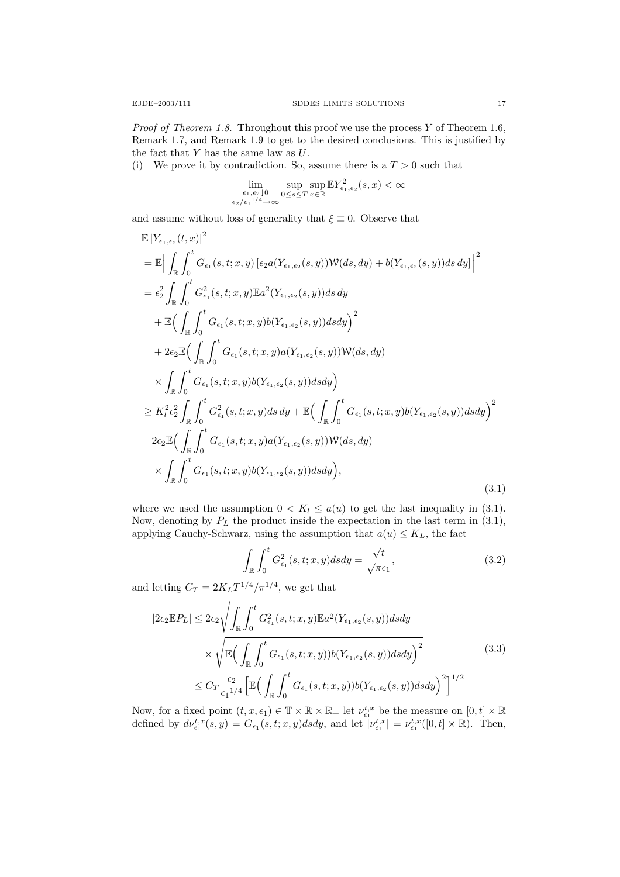*Proof of Theorem 1.8.* Throughout this proof we use the process $Y$ of Theorem 1.6, Remark 1.7, and Remark 1.9 to get to the desired conclusions. This is justified by the fact that $Y$ has the same law as $U$.

(i) We prove it by contradiction. So, assume there is a $T > 0$ such that

$$\lim_{\substack{\epsilon_1,\epsilon_2 \downarrow 0 \\ \epsilon_2/\epsilon_1{}^{1/4} \to \infty}} \sup_{0 \le s \le T} \sup_{x \in \mathbb{R}} \mathbb{E} Y^2_{\epsilon_1,\epsilon_2}(s,x) < \infty$$

and assume without loss of generality that $\xi \equiv 0$. Observe that

$$\begin{aligned}
&\mathbb{E}\left|Y_{\epsilon_1,\epsilon_2}(t,x)\right|^2 \\
&= \mathbb{E}\Big|\int_{\mathbb{R}}\int_0^t G_{\epsilon_1}(s,t;x,y)\left[\epsilon_2 a(Y_{\epsilon_1,\epsilon_2}(s,y))\mathcal{W}(ds,dy) + b(Y_{\epsilon_1,\epsilon_2}(s,y))ds\,dy\right]\Big|^2 \\
&= \epsilon_2^2 \int_{\mathbb{R}}\int_0^t G^2_{\epsilon_1}(s,t;x,y)\mathbb{E}a^2(Y_{\epsilon_1,\epsilon_2}(s,y))ds\,dy \\
&\quad + \mathbb{E}\Big(\int_{\mathbb{R}}\int_0^t G_{\epsilon_1}(s,t;x,y) b(Y_{\epsilon_1,\epsilon_2}(s,y))dsdy\Big)^2 \\
&\quad + 2\epsilon_2 \mathbb{E}\Big(\int_{\mathbb{R}}\int_0^t G_{\epsilon_1}(s,t;x,y) a(Y_{\epsilon_1,\epsilon_2}(s,y))\mathcal{W}(ds,dy) \\
&\quad \times \int_{\mathbb{R}}\int_0^t G_{\epsilon_1}(s,t;x,y) b(Y_{\epsilon_1,\epsilon_2}(s,y))dsdy\Big) \\
&\ge K_l^2\epsilon_2^2 \int_{\mathbb{R}}\int_0^t G^2_{\epsilon_1}(s,t;x,y)ds\,dy + \mathbb{E}\Big(\int_{\mathbb{R}}\int_0^t G_{\epsilon_1}(s,t;x,y) b(Y_{\epsilon_1,\epsilon_2}(s,y))dsdy\Big)^2 \\
&\quad 2\epsilon_2 \mathbb{E}\Big(\int_{\mathbb{R}}\int_0^t G_{\epsilon_1}(s,t;x,y) a(Y_{\epsilon_1,\epsilon_2}(s,y))\mathcal{W}(ds,dy) \\
&\quad \times \int_{\mathbb{R}}\int_0^t G_{\epsilon_1}(s,t;x,y) b(Y_{\epsilon_1,\epsilon_2}(s,y))dsdy\Big),
\end{aligned} \tag{3.1}$$

where we used the assumption $0 < K_l \le a(u)$ to get the last inequality in (3.1). Now, denoting by $P_L$ the product inside the expectation in the last term in (3.1), applying Cauchy-Schwarz, using the assumption that $a(u) \le K_L$, the fact

$$\int_{\mathbb{R}}\int_0^t G^2_{\epsilon_1}(s,t;x,y)dsdy = \frac{\sqrt{t}}{\sqrt{\pi\epsilon_1}}, \tag{3.2}$$

and letting $C_T = 2K_L T^{1/4}/\pi^{1/4}$, we get that

$$\begin{aligned}
|2\epsilon_2 \mathbb{E}P_L| &\le 2\epsilon_2 \sqrt{\int_{\mathbb{R}}\int_0^t G^2_{\epsilon_1}(s,t;x,y)\mathbb{E}a^2(Y_{\epsilon_1,\epsilon_2}(s,y))dsdy} \\
&\quad \times \sqrt{\mathbb{E}\Big(\int_{\mathbb{R}}\int_0^t G_{\epsilon_1}(s,t;x,y)) b(Y_{\epsilon_1,\epsilon_2}(s,y))dsdy\Big)^2} \\
&\le C_T \frac{\epsilon_2}{\epsilon_1{}^{1/4}} \Big[\mathbb{E}\Big(\int_{\mathbb{R}}\int_0^t G_{\epsilon_1}(s,t;x,y)) b(Y_{\epsilon_1,\epsilon_2}(s,y))dsdy\Big)^2\Big]^{1/2}
\end{aligned} \tag{3.3}$$

Now, for a fixed point $(t,x,\epsilon_1) \in \mathbb{T}\times\mathbb{R}\times\mathbb{R}_+$ let $\nu^{t,x}_{\epsilon_1}$ be the measure on $[0,t]\times\mathbb{R}$ defined by $d\nu^{t,x}_{\epsilon_1}(s,y) = G_{\epsilon_1}(s,t;x,y)dsdy$, and let $|\nu^{t,x}_{\epsilon_1}| = \nu^{t,x}_{\epsilon_1}([0,t]\times\mathbb{R})$. Then,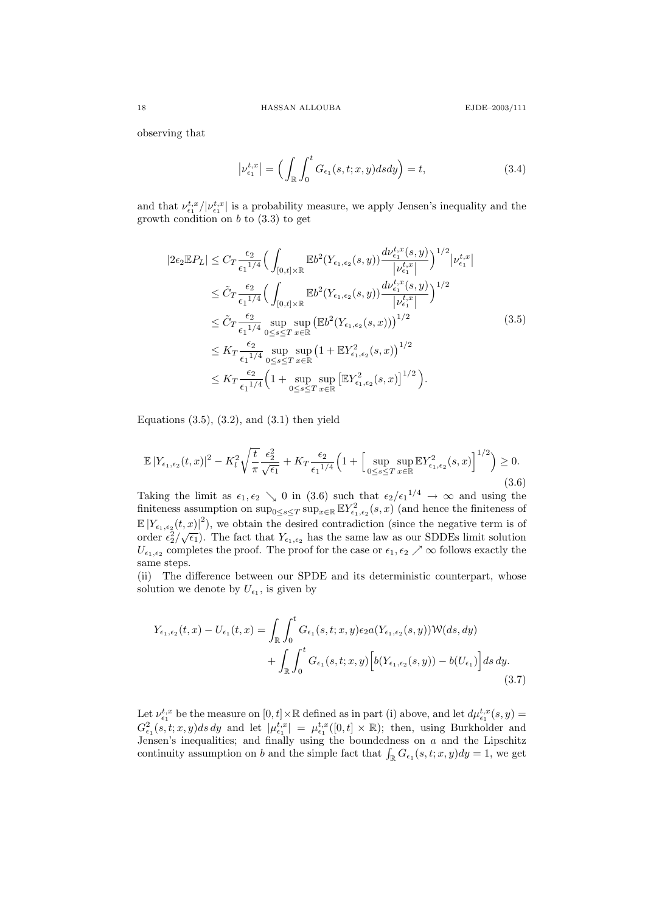observing that

$$\left|\nu_{\epsilon_1}^{t,x}\right| = \Big( \int_{\mathbb{R}} \int_0^t G_{\epsilon_1}(s,t;x,y) ds dy \Big) = t, \tag{3.4}$$

and that $\nu_{\epsilon_1}^{t,x}/|\nu_{\epsilon_1}^{t,x}|$ is a probability measure, we apply Jensen's inequality and the growth condition on $b$ to (3.3) to get

$$\begin{aligned}
|2\epsilon_2 \mathbb{E} P_L| &\le C_T \frac{\epsilon_2}{{\epsilon_1}^{1/4}} \Big( \int_{[0,t]\times\mathbb{R}} \mathbb{E} b^2(Y_{\epsilon_1,\epsilon_2}(s,y)) \frac{d\nu_{\epsilon_1}^{t,x}(s,y)}{\left|\nu_{\epsilon_1}^{t,x}\right|} \Big)^{1/2} \left|\nu_{\epsilon_1}^{t,x}\right| \\
&\le \tilde{C}_T \frac{\epsilon_2}{{\epsilon_1}^{1/4}} \Big( \int_{[0,t]\times\mathbb{R}} \mathbb{E} b^2(Y_{\epsilon_1,\epsilon_2}(s,y)) \frac{d\nu_{\epsilon_1}^{t,x}(s,y)}{\left|\nu_{\epsilon_1}^{t,x}\right|} \Big)^{1/2} \\
&\le \tilde{C}_T \frac{\epsilon_2}{{\epsilon_1}^{1/4}} \sup_{0\le s\le T} \sup_{x\in\mathbb{R}} \big( \mathbb{E} b^2(Y_{\epsilon_1,\epsilon_2}(s,x)) \big)^{1/2} \\
&\le K_T \frac{\epsilon_2}{{\epsilon_1}^{1/4}} \sup_{0\le s\le T} \sup_{x\in\mathbb{R}} \big( 1 + \mathbb{E} Y_{\epsilon_1,\epsilon_2}^2(s,x) \big)^{1/2} \\
&\le K_T \frac{\epsilon_2}{{\epsilon_1}^{1/4}} \Big( 1 + \sup_{0\le s\le T} \sup_{x\in\mathbb{R}} \big[ \mathbb{E} Y_{\epsilon_1,\epsilon_2}^2(s,x) \big]^{1/2} \Big).
\end{aligned} \tag{3.5}$$

Equations (3.5), (3.2), and (3.1) then yield

$$\mathbb{E}\left|Y_{\epsilon_1,\epsilon_2}(t,x)\right|^2 - K_l^2 \sqrt{\frac{t}{\pi}} \frac{\epsilon_2^2}{\sqrt{\epsilon_1}} + K_T \frac{\epsilon_2}{{\epsilon_1}^{1/4}} \Big( 1 + \Big[ \sup_{0\le s\le T} \sup_{x\in\mathbb{R}} \mathbb{E} Y_{\epsilon_1,\epsilon_2}^2(s,x) \Big]^{1/2} \Big) \ge 0. \tag{3.6}$$

Taking the limit as $\epsilon_1, \epsilon_2 \searrow 0$ in (3.6) such that $\epsilon_2/{\epsilon_1}^{1/4} \to \infty$ and using the finiteness assumption on $\sup_{0\le s\le T}\sup_{x\in\mathbb{R}} \mathbb{E} Y_{\epsilon_1,\epsilon_2}^2(s,x)$ (and hence the finiteness of $\mathbb{E}\left|Y_{\epsilon_1,\epsilon_2}(t,x)\right|^2$), we obtain the desired contradiction (since the negative term is of order $\epsilon_2^2/\sqrt{\epsilon_1}$). The fact that $Y_{\epsilon_1,\epsilon_2}$ has the same law as our SDDEs limit solution $U_{\epsilon_1,\epsilon_2}$ completes the proof. The proof for the case or $\epsilon_1, \epsilon_2 \nearrow \infty$ follows exactly the same steps.

(ii) The difference between our SPDE and its deterministic counterpart, whose solution we denote by $U_{\epsilon_1}$, is given by

$$\begin{aligned}
Y_{\epsilon_1,\epsilon_2}(t,x) - U_{\epsilon_1}(t,x) &= \int_{\mathbb{R}} \int_0^t G_{\epsilon_1}(s,t;x,y) \epsilon_2 a(Y_{\epsilon_1,\epsilon_2}(s,y)) \mathcal{W}(ds,dy) \\
&\quad + \int_{\mathbb{R}} \int_0^t G_{\epsilon_1}(s,t;x,y) \Big[ b(Y_{\epsilon_1,\epsilon_2}(s,y)) - b(U_{\epsilon_1}) \Big] ds\, dy.
\end{aligned} \tag{3.7}$$

Let $\nu_{\epsilon_1}^{t,x}$ be the measure on $[0,t]\times\mathbb{R}$ defined as in part (i) above, and let $d\mu_{\epsilon_1}^{t,x}(s,y) = G_{\epsilon_1}^2(s,t;x,y) ds\, dy$ and let $|\mu_{\epsilon_1}^{t,x}| = \mu_{\epsilon_1}^{t,x}([0,t]\times\mathbb{R})$; then, using Burkholder and Jensen's inequalities; and finally using the boundedness on $a$ and the Lipschitz continuity assumption on $b$ and the simple fact that $\int_{\mathbb{R}} G_{\epsilon_1}(s,t;x,y) dy = 1$, we get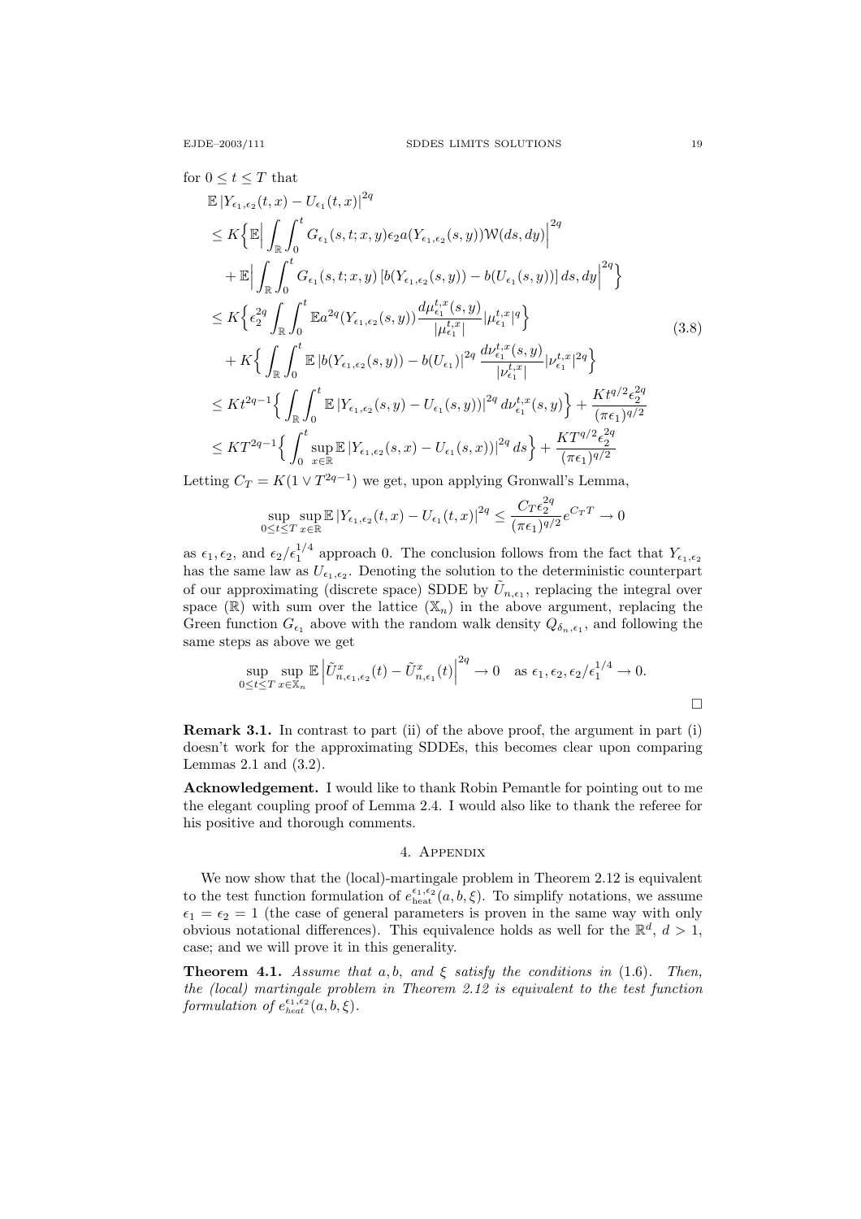for $0 \le t \le T$ that

$$
\begin{aligned}
&\mathbb{E}\left|Y_{\epsilon_1,\epsilon_2}(t,x) - U_{\epsilon_1}(t,x)\right|^{2q} \\
&\le K\Big\{\mathbb{E}\Big|\int_{\mathbb{R}}\int_0^t G_{\epsilon_1}(s,t;x,y)\epsilon_2 a(Y_{\epsilon_1,\epsilon_2}(s,y))\mathcal{W}(ds,dy)\Big|^{2q} \\
&\quad + \mathbb{E}\Big|\int_{\mathbb{R}}\int_0^t G_{\epsilon_1}(s,t;x,y)\left[b(Y_{\epsilon_1,\epsilon_2}(s,y)) - b(U_{\epsilon_1}(s,y))\right]ds, dy\Big|^{2q}\Big\} \\
&\le K\Big\{\epsilon_2^{2q}\int_{\mathbb{R}}\int_0^t \mathbb{E}a^{2q}(Y_{\epsilon_1,\epsilon_2}(s,y))\frac{d\mu_{\epsilon_1}^{t,x}(s,y)}{|\mu_{\epsilon_1}^{t,x}|}|\mu_{\epsilon_1}^{t,x}|^q\Big\} \\
&\quad + K\Big\{\int_{\mathbb{R}}\int_0^t \mathbb{E}\left|b(Y_{\epsilon_1,\epsilon_2}(s,y)) - b(U_{\epsilon_1})\right|^{2q}\frac{d\nu_{\epsilon_1}^{t,x}(s,y)}{|\nu_{\epsilon_1}^{t,x}|}|\nu_{\epsilon_1}^{t,x}|^{2q}\Big\} \\
&\le Kt^{2q-1}\Big\{\int_{\mathbb{R}}\int_0^t \mathbb{E}\left|Y_{\epsilon_1,\epsilon_2}(s,y) - U_{\epsilon_1}(s,y))\right|^{2q}d\nu_{\epsilon_1}^{t,x}(s,y)\Big\} + \frac{Kt^{q/2}\epsilon_2^{2q}}{(\pi\epsilon_1)^{q/2}} \\
&\le KT^{2q-1}\Big\{\int_0^t \sup_{x\in\mathbb{R}}\mathbb{E}\left|Y_{\epsilon_1,\epsilon_2}(s,x) - U_{\epsilon_1}(s,x))\right|^{2q}ds\Big\} + \frac{KT^{q/2}\epsilon_2^{2q}}{(\pi\epsilon_1)^{q/2}}
\end{aligned}
\tag{3.8}
$$

Letting $C_T = K(1 \vee T^{2q-1})$ we get, upon applying Gronwall's Lemma,

$$
\sup_{0\le t\le T}\sup_{x\in\mathbb{R}}\mathbb{E}\left|Y_{\epsilon_1,\epsilon_2}(t,x) - U_{\epsilon_1}(t,x)\right|^{2q} \le \frac{C_T\epsilon_2^{2q}}{(\pi\epsilon_1)^{q/2}}e^{C_T T} \to 0
$$

as $\epsilon_1, \epsilon_2$, and $\epsilon_2/\epsilon_1^{1/4}$ approach 0. The conclusion follows from the fact that $Y_{\epsilon_1,\epsilon_2}$ has the same law as $U_{\epsilon_1,\epsilon_2}$. Denoting the solution to the deterministic counterpart of our approximating (discrete space) SDDE by $\tilde{U}_{n,\epsilon_1}$, replacing the integral over space ($\mathbb{R}$) with sum over the lattice ($\mathbb{X}_n$) in the above argument, replacing the Green function $G_{\epsilon_1}$ above with the random walk density $Q_{\delta_n,\epsilon_1}$, and following the same steps as above we get

$$
\sup_{0\le t\le T}\sup_{x\in\mathbb{X}_n}\mathbb{E}\left|\tilde{U}_{n,\epsilon_1,\epsilon_2}^x(t) - \tilde{U}_{n,\epsilon_1}^x(t)\right|^{2q} \to 0 \quad \text{as } \epsilon_1, \epsilon_2, \epsilon_2/\epsilon_1^{1/4} \to 0.
$$

□

**Remark 3.1.** In contrast to part (ii) of the above proof, the argument in part (i) doesn't work for the approximating SDDEs, this becomes clear upon comparing Lemmas 2.1 and (3.2).

**Acknowledgement.** I would like to thank Robin Pemantle for pointing out to me the elegant coupling proof of Lemma 2.4. I would also like to thank the referee for his positive and thorough comments.

## 4. Appendix

We now show that the (local)-martingale problem in Theorem 2.12 is equivalent to the test function formulation of $e_{\text{heat}}^{\epsilon_1,\epsilon_2}(a,b,\xi)$. To simplify notations, we assume $\epsilon_1 = \epsilon_2 = 1$ (the case of general parameters is proven in the same way with only obvious notational differences). This equivalence holds as well for the $\mathbb{R}^d$, $d > 1$, case; and we will prove it in this generality.

**Theorem 4.1.** *Assume that $a, b$, and $\xi$ satisfy the conditions in* (1.6)*. Then, the (local) martingale problem in Theorem 2.12 is equivalent to the test function formulation of $e_{heat}^{\epsilon_1,\epsilon_2}(a,b,\xi)$.*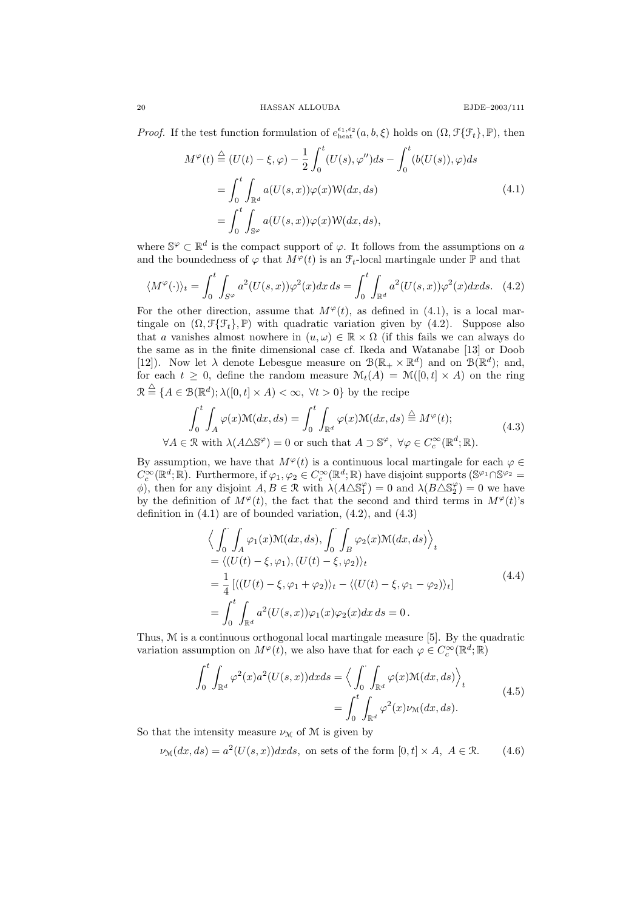*Proof.* If the test function formulation of $e_{\text{heat}}^{\epsilon_1,\epsilon_2}(a,b,\xi)$ holds on $(\Omega,\mathcal{F}\{\mathcal{F}_t\},\mathbb{P})$, then

$$
\begin{aligned}
M^{\varphi}(t) &\stackrel{\triangle}{=} (U(t)-\xi,\varphi) - \frac{1}{2}\int_0^t (U(s),\varphi'')ds - \int_0^t (b(U(s)),\varphi)ds \\
&= \int_0^t \int_{\mathbb{R}^d} a(U(s,x))\varphi(x)\mathcal{W}(dx,ds) \\
&= \int_0^t \int_{\mathbb{S}^{\varphi}} a(U(s,x))\varphi(x)\mathcal{W}(dx,ds),
\end{aligned}
\tag{4.1}
$$

where $\mathbb{S}^{\varphi} \subset \mathbb{R}^d$ is the compact support of $\varphi$. It follows from the assumptions on $a$ and the boundedness of $\varphi$ that $M^{\varphi}(t)$ is an $\mathcal{F}_t$-local martingale under $\mathbb{P}$ and that

$$
\langle M^{\varphi}(\cdot)\rangle_t = \int_0^t \int_{S^{\varphi}} a^2(U(s,x))\varphi^2(x)dx\,ds = \int_0^t \int_{\mathbb{R}^d} a^2(U(s,x))\varphi^2(x)dxds. \tag{4.2}
$$

For the other direction, assume that $M^{\varphi}(t)$, as defined in (4.1), is a local martingale on $(\Omega,\mathcal{F}\{\mathcal{F}_t\},\mathbb{P})$ with quadratic variation given by (4.2). Suppose also that $a$ vanishes almost nowhere in $(u,\omega) \in \mathbb{R}\times\Omega$ (if this fails we can always do the same as in the finite dimensional case cf. Ikeda and Watanabe [13] or Doob [12]). Now let $\lambda$ denote Lebesgue measure on $\mathcal{B}(\mathbb{R}_+\times\mathbb{R}^d)$ and on $\mathcal{B}(\mathbb{R}^d)$; and, for each $t \ge 0$, define the random measure $\mathcal{M}_t(A) = \mathcal{M}([0,t]\times A)$ on the ring $\mathcal{R} \stackrel{\triangle}{=} \{A \in \mathcal{B}(\mathbb{R}^d); \lambda([0,t]\times A) < \infty,\ \forall t > 0\}$ by the recipe

$$
\begin{gathered}
\int_0^t \int_A \varphi(x)\mathcal{M}(dx,ds) = \int_0^t \int_{\mathbb{R}^d} \varphi(x)\mathcal{M}(dx,ds) \stackrel{\triangle}{=} M^{\varphi}(t); \\
\forall A \in \mathcal{R} \text{ with } \lambda(A\triangle\mathbb{S}^{\varphi}) = 0 \text{ or such that } A \supset \mathbb{S}^{\varphi},\ \forall \varphi \in C_c^{\infty}(\mathbb{R}^d;\mathbb{R}).
\end{gathered}
\tag{4.3}
$$

By assumption, we have that $M^{\varphi}(t)$ is a continuous local martingale for each $\varphi \in C_c^{\infty}(\mathbb{R}^d;\mathbb{R})$. Furthermore, if $\varphi_1,\varphi_2 \in C_c^{\infty}(\mathbb{R}^d;\mathbb{R})$ have disjoint supports ($\mathbb{S}^{\varphi_1}\cap\mathbb{S}^{\varphi_2} = \phi$), then for any disjoint $A,B \in \mathcal{R}$ with $\lambda(A\triangle\mathbb{S}_1^{\varphi}) = 0$ and $\lambda(B\triangle\mathbb{S}_2^{\varphi}) = 0$ we have by the definition of $M^{\varphi}(t)$, the fact that the second and third terms in $M^{\varphi}(t)$'s definition in (4.1) are of bounded variation, (4.2), and (4.3)

$$
\begin{aligned}
&\Big\langle \int_0^{\cdot} \int_A \varphi_1(x)\mathcal{M}(dx,ds), \int_0^{\cdot} \int_B \varphi_2(x)\mathcal{M}(dx,ds)\Big\rangle_t \\
&= \langle (U(t)-\xi,\varphi_1),(U(t)-\xi,\varphi_2)\rangle_t \\
&= \frac{1}{4}\left[\langle (U(t)-\xi,\varphi_1+\varphi_2)\rangle_t - \langle (U(t)-\xi,\varphi_1-\varphi_2)\rangle_t\right] \\
&= \int_0^t \int_{\mathbb{R}^d} a^2(U(s,x))\varphi_1(x)\varphi_2(x)dx\,ds = 0\,.
\end{aligned}
\tag{4.4}
$$

Thus, $\mathcal{M}$ is a continuous orthogonal local martingale measure [5]. By the quadratic variation assumption on $M^{\varphi}(t)$, we also have that for each $\varphi \in C_c^{\infty}(\mathbb{R}^d;\mathbb{R})$

$$
\begin{aligned}
\int_0^t \int_{\mathbb{R}^d} \varphi^2(x)a^2(U(s,x))dxds &= \Big\langle \int_0^{\cdot} \int_{\mathbb{R}^d} \varphi(x)\mathcal{M}(dx,ds)\Big\rangle_t \\
&= \int_0^t \int_{\mathbb{R}^d} \varphi^2(x)\nu_{\mathcal{M}}(dx,ds).
\end{aligned}
\tag{4.5}
$$

So that the intensity measure $\nu_{\mathcal{M}}$ of $\mathcal{M}$ is given by

$$
\nu_{\mathcal{M}}(dx,ds) = a^2(U(s,x))dxds, \text{ on sets of the form } [0,t]\times A,\ A \in \mathcal{R}. \tag{4.6}
$$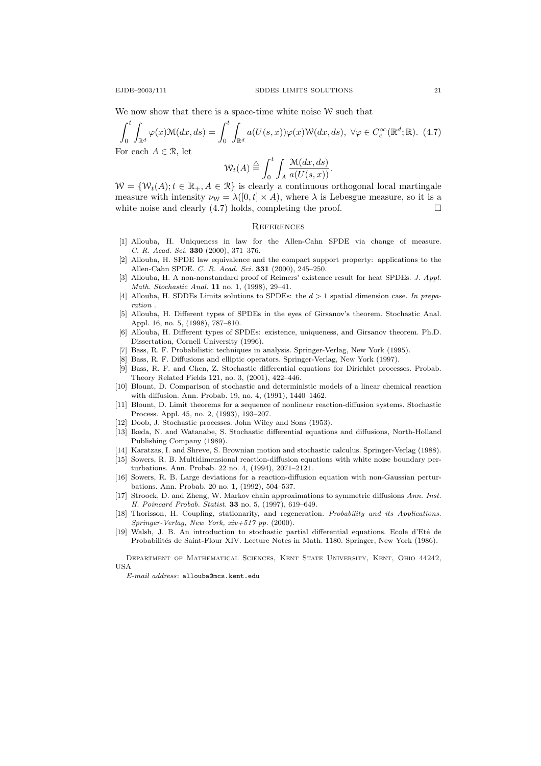We now show that there is a space-time white noise $\mathcal{W}$ such that

$$\int_0^t \int_{\mathbb{R}^d} \varphi(x) \mathcal{M}(dx, ds) = \int_0^t \int_{\mathbb{R}^d} a(U(s,x)) \varphi(x) \mathcal{W}(dx, ds), \ \forall \varphi \in C_c^\infty(\mathbb{R}^d; \mathbb{R}). \quad (4.7)$$

For each $A \in \mathcal{R}$, let

$$\mathcal{W}_t(A) \stackrel{\triangle}{=} \int_0^t \int_A \frac{\mathcal{M}(dx, ds)}{a(U(s,x))}.$$

$\mathcal{W} = \{\mathcal{W}_t(A); t \in \mathbb{R}_+, A \in \mathcal{R}\}$ is clearly a continuous orthogonal local martingale measure with intensity $\nu_{\mathcal{W}} = \lambda([0,t] \times A)$, where $\lambda$ is Lebesgue measure, so it is a white noise and clearly (4.7) holds, completing the proof. $\square$

## References

[1] Allouba, H. Uniqueness in law for the Allen-Cahn SPDE via change of measure. *C. R. Acad. Sci.* **330** (2000), 371–376.

[2] Allouba, H. SPDE law equivalence and the compact support property: applications to the Allen-Cahn SPDE. *C. R. Acad. Sci.* **331** (2000), 245–250.

[3] Allouba, H. A non-nonstandard proof of Reimers' existence result for heat SPDEs. *J. Appl. Math. Stochastic Anal.* **11** no. 1, (1998), 29–41.

[4] Allouba, H. SDDEs Limits solutions to SPDEs: the $d > 1$ spatial dimension case. *In preparation* .

[5] Allouba, H. Different types of SPDEs in the eyes of Girsanov's theorem. Stochastic Anal. Appl. 16, no. 5, (1998), 787–810.

[6] Allouba, H. Different types of SPDEs: existence, uniqueness, and Girsanov theorem. Ph.D. Dissertation, Cornell University (1996).

[7] Bass, R. F. Probabilistic techniques in analysis. Springer-Verlag, New York (1995).

[8] Bass, R. F. Diffusions and elliptic operators. Springer-Verlag, New York (1997).

[9] Bass, R. F. and Chen, Z. Stochastic differential equations for Dirichlet processes. Probab. Theory Related Fields 121, no. 3, (2001), 422–446.

[10] Blount, D. Comparison of stochastic and deterministic models of a linear chemical reaction with diffusion. Ann. Probab. 19, no. 4, (1991), 1440–1462.

[11] Blount, D. Limit theorems for a sequence of nonlinear reaction-diffusion systems. Stochastic Process. Appl. 45, no. 2, (1993), 193–207.

[12] Doob, J. Stochastic processes. John Wiley and Sons (1953).

[13] Ikeda, N. and Watanabe, S. Stochastic differential equations and diffusions, North-Holland Publishing Company (1989).

[14] Karatzas, I. and Shreve, S. Brownian motion and stochastic calculus. Springer-Verlag (1988).

[15] Sowers, R. B. Multidimensional reaction-diffusion equations with white noise boundary perturbations. Ann. Probab. 22 no. 4, (1994), 2071–2121.

[16] Sowers, R. B. Large deviations for a reaction-diffusion equation with non-Gaussian perturbations. Ann. Probab. 20 no. 1, (1992), 504–537.

[17] Stroock, D. and Zheng, W. Markov chain approximations to symmetric diffusions *Ann. Inst. H. Poincaré Probab. Statist.* **33** no. 5, (1997), 619–649.

[18] Thorisson, H. Coupling, stationarity, and regeneration. *Probability and its Applications. Springer-Verlag, New York, xiv+517 pp.* (2000).

[19] Walsh, J. B. An introduction to stochastic partial differential equations. Ecole d'Eté de Probabilités de Saint-Flour XIV. Lecture Notes in Math. 1180. Springer, New York (1986).

Department of Mathematical Sciences, Kent State University, Kent, Ohio 44242, USA

*E-mail address*: allouba@mcs.kent.edu